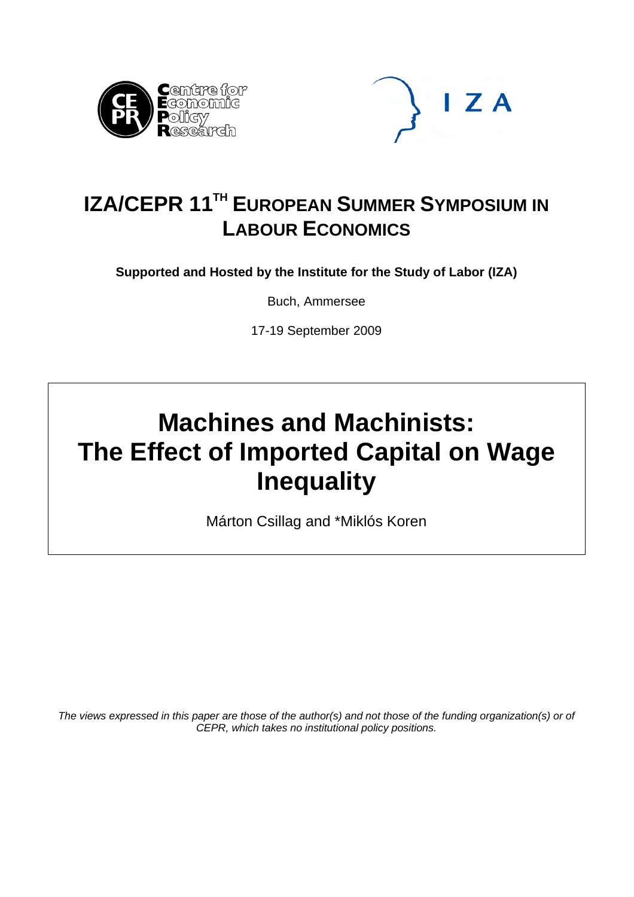Centre for Economic Policy Research

IZA

# IZA/CEPR 11TH EUROPEAN SUMMER SYMPOSIUM IN LABOUR ECONOMICS

**Supported and Hosted by the Institute for the Study of Labor (IZA)**

Buch, Ammersee

17-19 September 2009

# Machines and Machinists: The Effect of Imported Capital on Wage Inequality

Márton Csillag and *Miklós Koren

*The views expressed in this paper are those of the author(s) and not those of the funding organization(s) or of CEPR, which takes no institutional policy positions.*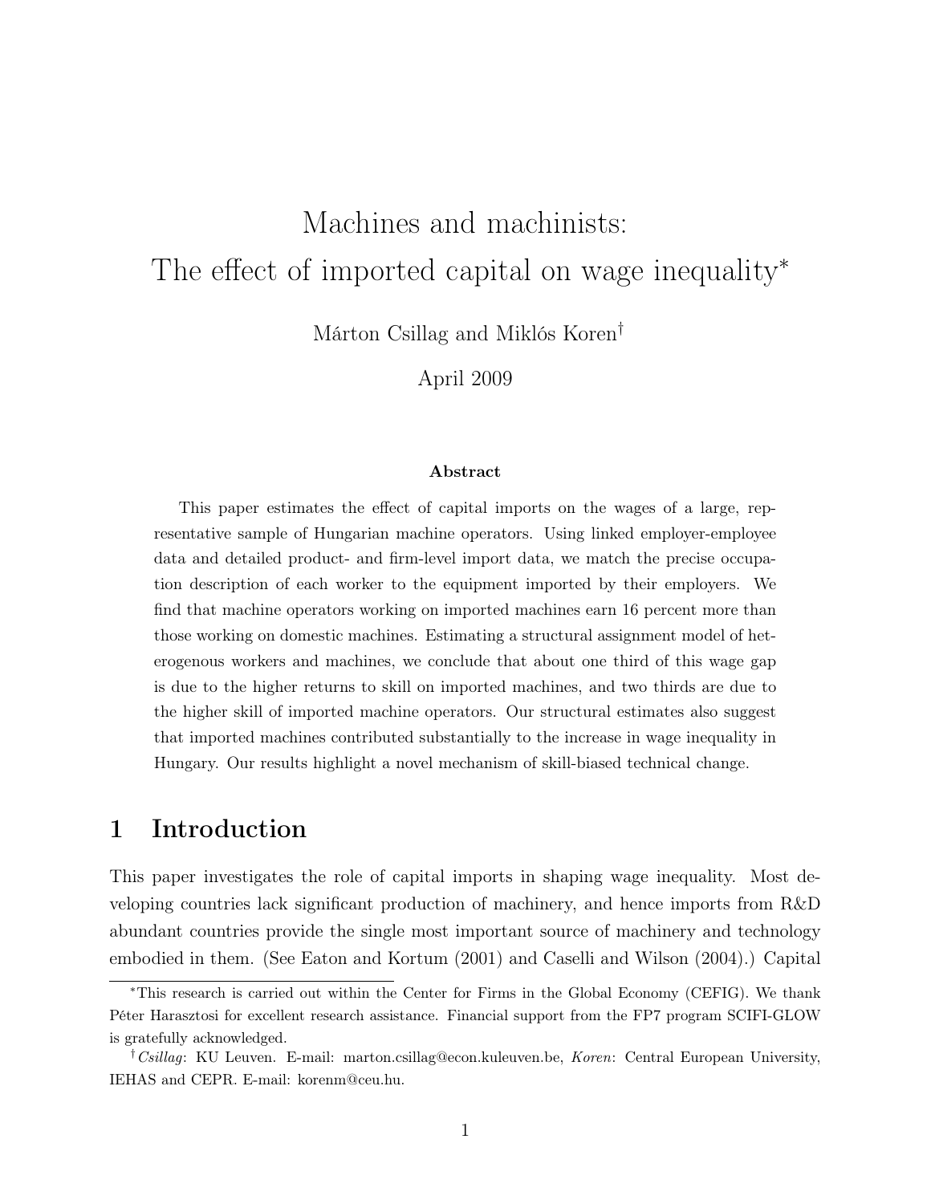# Machines and machinists: The effect of imported capital on wage inequality*

Márton Csillag and Miklós Koren†

April 2009

**Abstract**

This paper estimates the effect of capital imports on the wages of a large, representative sample of Hungarian machine operators. Using linked employer-employee data and detailed product- and firm-level import data, we match the precise occupation description of each worker to the equipment imported by their employers. We find that machine operators working on imported machines earn 16 percent more than those working on domestic machines. Estimating a structural assignment model of heterogenous workers and machines, we conclude that about one third of this wage gap is due to the higher returns to skill on imported machines, and two thirds are due to the higher skill of imported machine operators. Our structural estimates also suggest that imported machines contributed substantially to the increase in wage inequality in Hungary. Our results highlight a novel mechanism of skill-biased technical change.

## 1 Introduction

This paper investigates the role of capital imports in shaping wage inequality. Most developing countries lack significant production of machinery, and hence imports from R&D abundant countries provide the single most important source of machinery and technology embodied in them. (See Eaton and Kortum (2001) and Caselli and Wilson (2004).) Capital

*This research is carried out within the Center for Firms in the Global Economy (CEFIG). We thank Péter Harasztosi for excellent research assistance. Financial support from the FP7 program SCIFI-GLOW is gratefully acknowledged.

†*Csillag*: KU Leuven. E-mail: marton.csillag@econ.kuleuven.be, *Koren*: Central European University, IEHAS and CEPR. E-mail: korenm@ceu.hu.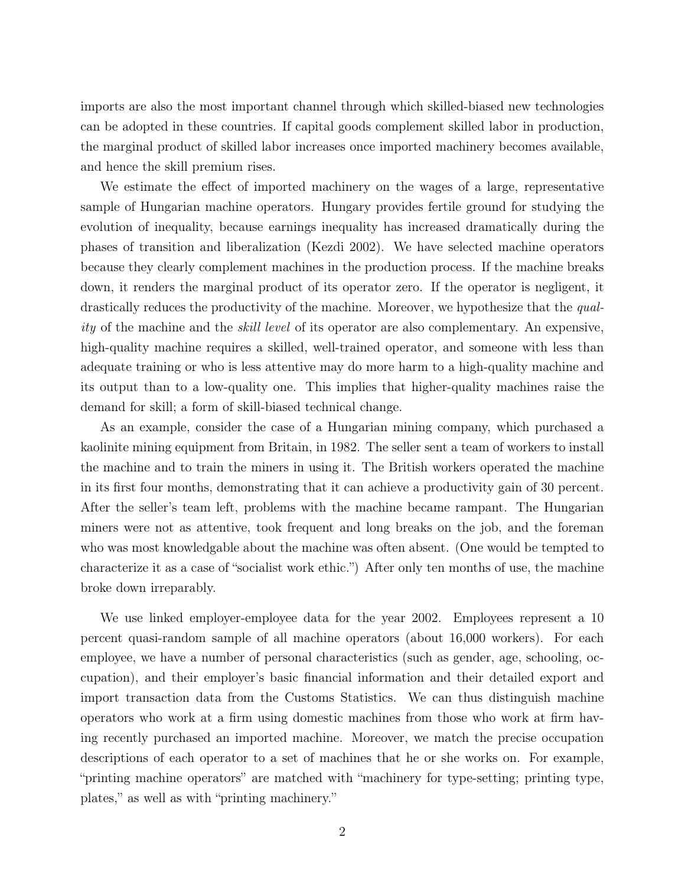imports are also the most important channel through which skilled-biased new technologies can be adopted in these countries. If capital goods complement skilled labor in production, the marginal product of skilled labor increases once imported machinery becomes available, and hence the skill premium rises.

We estimate the effect of imported machinery on the wages of a large, representative sample of Hungarian machine operators. Hungary provides fertile ground for studying the evolution of inequality, because earnings inequality has increased dramatically during the phases of transition and liberalization (Kezdi 2002). We have selected machine operators because they clearly complement machines in the production process. If the machine breaks down, it renders the marginal product of its operator zero. If the operator is negligent, it drastically reduces the productivity of the machine. Moreover, we hypothesize that the *quality* of the machine and the *skill level* of its operator are also complementary. An expensive, high-quality machine requires a skilled, well-trained operator, and someone with less than adequate training or who is less attentive may do more harm to a high-quality machine and its output than to a low-quality one. This implies that higher-quality machines raise the demand for skill; a form of skill-biased technical change.

As an example, consider the case of a Hungarian mining company, which purchased a kaolinite mining equipment from Britain, in 1982. The seller sent a team of workers to install the machine and to train the miners in using it. The British workers operated the machine in its first four months, demonstrating that it can achieve a productivity gain of 30 percent. After the seller's team left, problems with the machine became rampant. The Hungarian miners were not as attentive, took frequent and long breaks on the job, and the foreman who was most knowledgable about the machine was often absent. (One would be tempted to characterize it as a case of "socialist work ethic.") After only ten months of use, the machine broke down irreparably.

We use linked employer-employee data for the year 2002. Employees represent a 10 percent quasi-random sample of all machine operators (about 16,000 workers). For each employee, we have a number of personal characteristics (such as gender, age, schooling, occupation), and their employer's basic financial information and their detailed export and import transaction data from the Customs Statistics. We can thus distinguish machine operators who work at a firm using domestic machines from those who work at firm having recently purchased an imported machine. Moreover, we match the precise occupation descriptions of each operator to a set of machines that he or she works on. For example, "printing machine operators" are matched with "machinery for type-setting; printing type, plates," as well as with "printing machinery."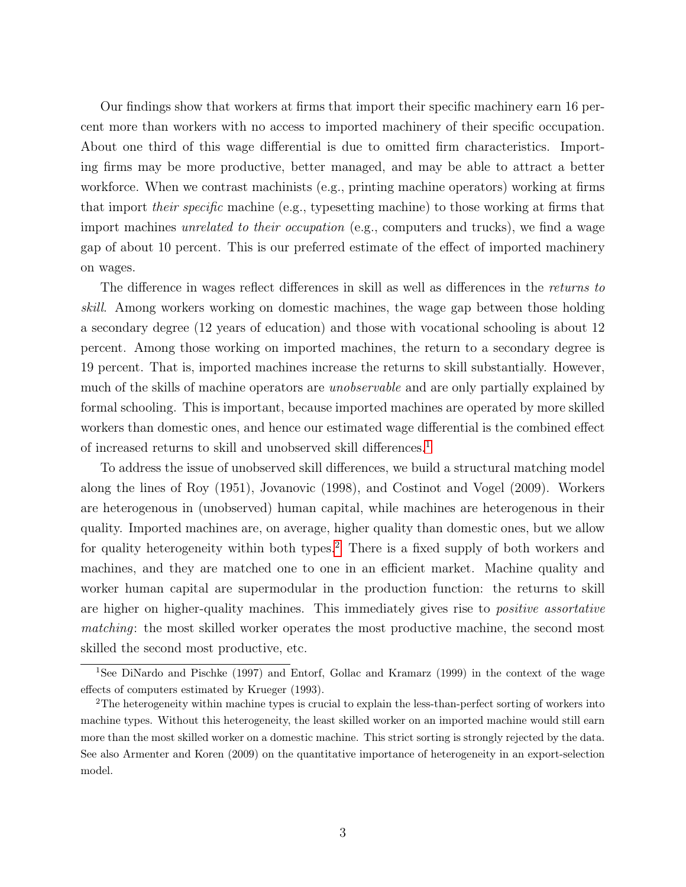Our findings show that workers at firms that import their specific machinery earn 16 percent more than workers with no access to imported machinery of their specific occupation. About one third of this wage differential is due to omitted firm characteristics. Importing firms may be more productive, better managed, and may be able to attract a better workforce. When we contrast machinists (e.g., printing machine operators) working at firms that import *their specific* machine (e.g., typesetting machine) to those working at firms that import machines *unrelated to their occupation* (e.g., computers and trucks), we find a wage gap of about 10 percent. This is our preferred estimate of the effect of imported machinery on wages.

The difference in wages reflect differences in skill as well as differences in the *returns to skill*. Among workers working on domestic machines, the wage gap between those holding a secondary degree (12 years of education) and those with vocational schooling is about 12 percent. Among those working on imported machines, the return to a secondary degree is 19 percent. That is, imported machines increase the returns to skill substantially. However, much of the skills of machine operators are *unobservable* and are only partially explained by formal schooling. This is important, because imported machines are operated by more skilled workers than domestic ones, and hence our estimated wage differential is the combined effect of increased returns to skill and unobserved skill differences.[1]

To address the issue of unobserved skill differences, we build a structural matching model along the lines of Roy (1951), Jovanovic (1998), and Costinot and Vogel (2009). Workers are heterogenous in (unobserved) human capital, while machines are heterogenous in their quality. Imported machines are, on average, higher quality than domestic ones, but we allow for quality heterogeneity within both types.[2] There is a fixed supply of both workers and machines, and they are matched one to one in an efficient market. Machine quality and worker human capital are supermodular in the production function: the returns to skill are higher on higher-quality machines. This immediately gives rise to *positive assortative matching*: the most skilled worker operates the most productive machine, the second most skilled the second most productive, etc.

[1] See DiNardo and Pischke (1997) and Entorf, Gollac and Kramarz (1999) in the context of the wage effects of computers estimated by Krueger (1993).

[2] The heterogeneity within machine types is crucial to explain the less-than-perfect sorting of workers into machine types. Without this heterogeneity, the least skilled worker on an imported machine would still earn more than the most skilled worker on a domestic machine. This strict sorting is strongly rejected by the data. See also Armenter and Koren (2009) on the quantitative importance of heterogeneity in an export-selection model.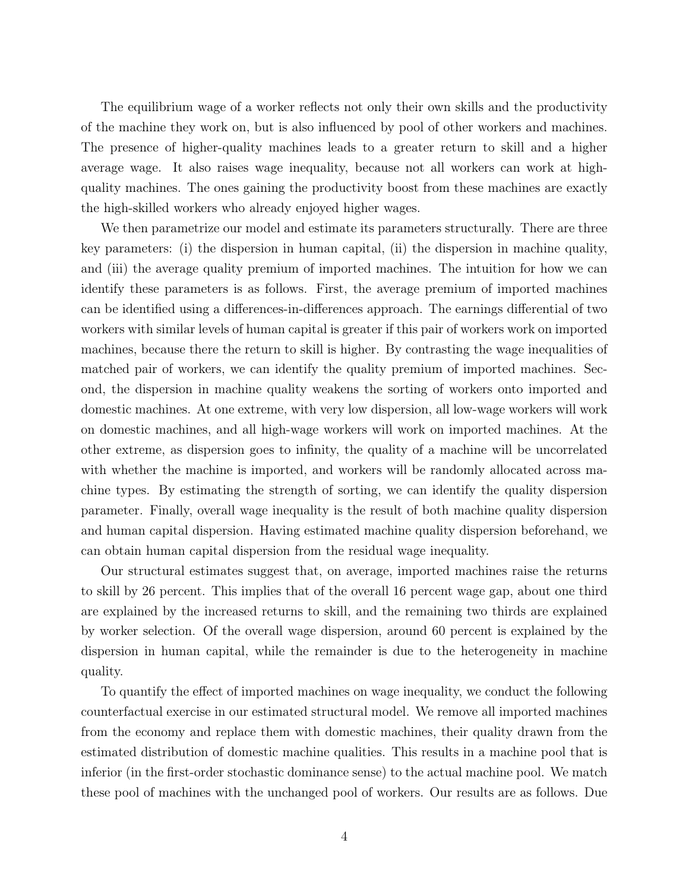The equilibrium wage of a worker reflects not only their own skills and the productivity of the machine they work on, but is also influenced by pool of other workers and machines. The presence of higher-quality machines leads to a greater return to skill and a higher average wage. It also raises wage inequality, because not all workers can work at high-quality machines. The ones gaining the productivity boost from these machines are exactly the high-skilled workers who already enjoyed higher wages.

We then parametrize our model and estimate its parameters structurally. There are three key parameters: (i) the dispersion in human capital, (ii) the dispersion in machine quality, and (iii) the average quality premium of imported machines. The intuition for how we can identify these parameters is as follows. First, the average premium of imported machines can be identified using a differences-in-differences approach. The earnings differential of two workers with similar levels of human capital is greater if this pair of workers work on imported machines, because there the return to skill is higher. By contrasting the wage inequalities of matched pair of workers, we can identify the quality premium of imported machines. Second, the dispersion in machine quality weakens the sorting of workers onto imported and domestic machines. At one extreme, with very low dispersion, all low-wage workers will work on domestic machines, and all high-wage workers will work on imported machines. At the other extreme, as dispersion goes to infinity, the quality of a machine will be uncorrelated with whether the machine is imported, and workers will be randomly allocated across machine types. By estimating the strength of sorting, we can identify the quality dispersion parameter. Finally, overall wage inequality is the result of both machine quality dispersion and human capital dispersion. Having estimated machine quality dispersion beforehand, we can obtain human capital dispersion from the residual wage inequality.

Our structural estimates suggest that, on average, imported machines raise the returns to skill by 26 percent. This implies that of the overall 16 percent wage gap, about one third are explained by the increased returns to skill, and the remaining two thirds are explained by worker selection. Of the overall wage dispersion, around 60 percent is explained by the dispersion in human capital, while the remainder is due to the heterogeneity in machine quality.

To quantify the effect of imported machines on wage inequality, we conduct the following counterfactual exercise in our estimated structural model. We remove all imported machines from the economy and replace them with domestic machines, their quality drawn from the estimated distribution of domestic machine qualities. This results in a machine pool that is inferior (in the first-order stochastic dominance sense) to the actual machine pool. We match these pool of machines with the unchanged pool of workers. Our results are as follows. Due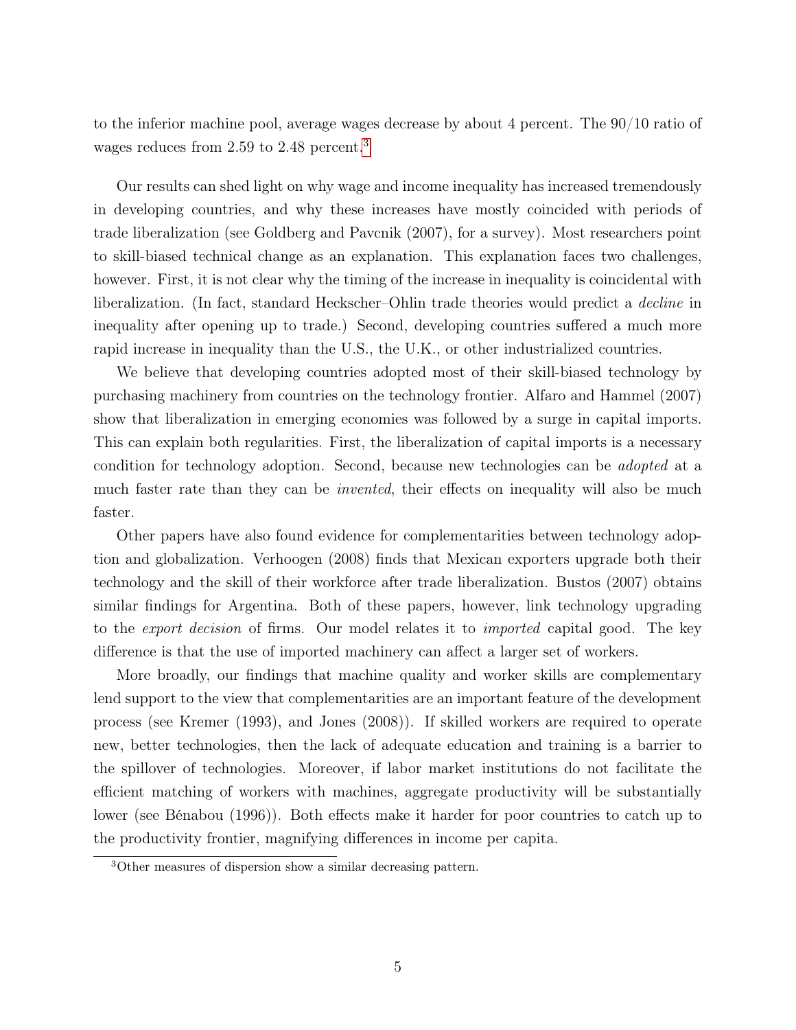to the inferior machine pool, average wages decrease by about 4 percent. The 90/10 ratio of wages reduces from 2.59 to 2.48 percent.[3]

Our results can shed light on why wage and income inequality has increased tremendously in developing countries, and why these increases have mostly coincided with periods of trade liberalization (see Goldberg and Pavcnik (2007), for a survey). Most researchers point to skill-biased technical change as an explanation. This explanation faces two challenges, however. First, it is not clear why the timing of the increase in inequality is coincidental with liberalization. (In fact, standard Heckscher–Ohlin trade theories would predict a *decline* in inequality after opening up to trade.) Second, developing countries suffered a much more rapid increase in inequality than the U.S., the U.K., or other industrialized countries.

We believe that developing countries adopted most of their skill-biased technology by purchasing machinery from countries on the technology frontier. Alfaro and Hammel (2007) show that liberalization in emerging economies was followed by a surge in capital imports. This can explain both regularities. First, the liberalization of capital imports is a necessary condition for technology adoption. Second, because new technologies can be *adopted* at a much faster rate than they can be *invented*, their effects on inequality will also be much faster.

Other papers have also found evidence for complementarities between technology adoption and globalization. Verhoogen (2008) finds that Mexican exporters upgrade both their technology and the skill of their workforce after trade liberalization. Bustos (2007) obtains similar findings for Argentina. Both of these papers, however, link technology upgrading to the *export decision* of firms. Our model relates it to *imported* capital good. The key difference is that the use of imported machinery can affect a larger set of workers.

More broadly, our findings that machine quality and worker skills are complementary lend support to the view that complementarities are an important feature of the development process (see Kremer (1993), and Jones (2008)). If skilled workers are required to operate new, better technologies, then the lack of adequate education and training is a barrier to the spillover of technologies. Moreover, if labor market institutions do not facilitate the efficient matching of workers with machines, aggregate productivity will be substantially lower (see Bénabou (1996)). Both effects make it harder for poor countries to catch up to the productivity frontier, magnifying differences in income per capita.

[3] Other measures of dispersion show a similar decreasing pattern.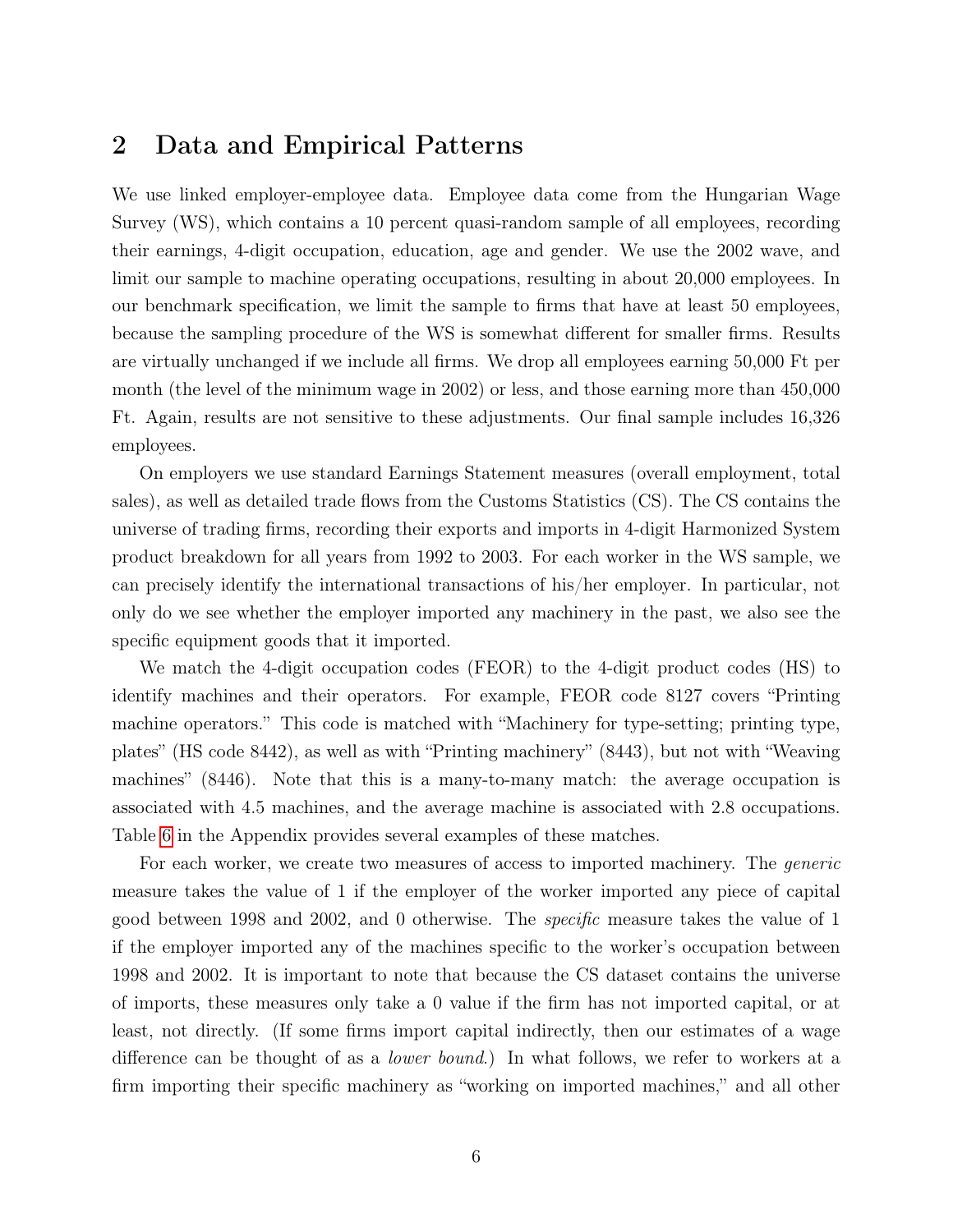## 2 Data and Empirical Patterns

We use linked employer-employee data. Employee data come from the Hungarian Wage Survey (WS), which contains a 10 percent quasi-random sample of all employees, recording their earnings, 4-digit occupation, education, age and gender. We use the 2002 wave, and limit our sample to machine operating occupations, resulting in about 20,000 employees. In our benchmark specification, we limit the sample to firms that have at least 50 employees, because the sampling procedure of the WS is somewhat different for smaller firms. Results are virtually unchanged if we include all firms. We drop all employees earning 50,000 Ft per month (the level of the minimum wage in 2002) or less, and those earning more than 450,000 Ft. Again, results are not sensitive to these adjustments. Our final sample includes 16,326 employees.

On employers we use standard Earnings Statement measures (overall employment, total sales), as well as detailed trade flows from the Customs Statistics (CS). The CS contains the universe of trading firms, recording their exports and imports in 4-digit Harmonized System product breakdown for all years from 1992 to 2003. For each worker in the WS sample, we can precisely identify the international transactions of his/her employer. In particular, not only do we see whether the employer imported any machinery in the past, we also see the specific equipment goods that it imported.

We match the 4-digit occupation codes (FEOR) to the 4-digit product codes (HS) to identify machines and their operators. For example, FEOR code 8127 covers "Printing machine operators." This code is matched with "Machinery for type-setting; printing type, plates" (HS code 8442), as well as with "Printing machinery" (8443), but not with "Weaving machines" (8446). Note that this is a many-to-many match: the average occupation is associated with 4.5 machines, and the average machine is associated with 2.8 occupations. Table 6 in the Appendix provides several examples of these matches.

For each worker, we create two measures of access to imported machinery. The *generic* measure takes the value of 1 if the employer of the worker imported any piece of capital good between 1998 and 2002, and 0 otherwise. The *specific* measure takes the value of 1 if the employer imported any of the machines specific to the worker's occupation between 1998 and 2002. It is important to note that because the CS dataset contains the universe of imports, these measures only take a 0 value if the firm has not imported capital, or at least, not directly. (If some firms import capital indirectly, then our estimates of a wage difference can be thought of as a *lower bound*.) In what follows, we refer to workers at a firm importing their specific machinery as "working on imported machines," and all other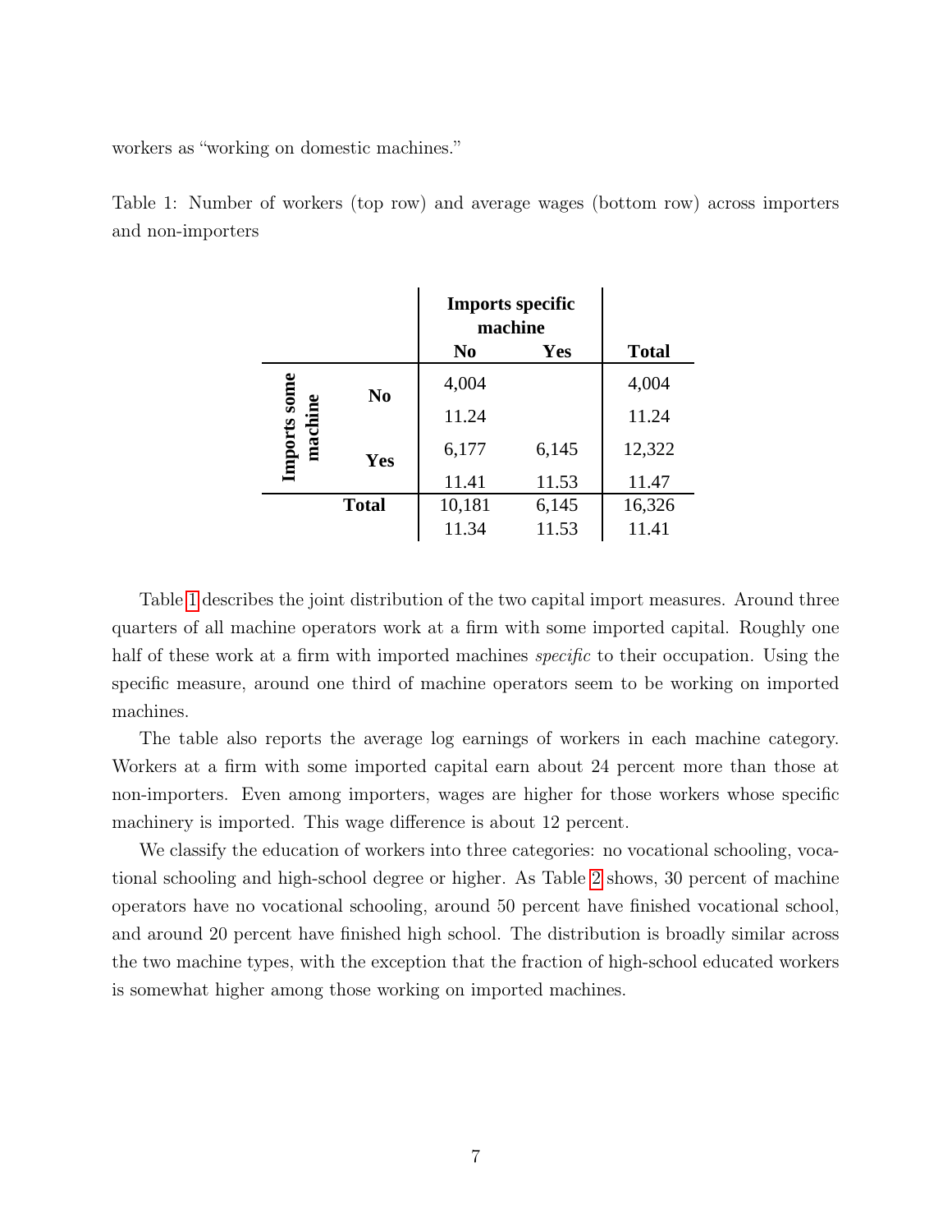workers as "working on domestic machines."

Table 1: Number of workers (top row) and average wages (bottom row) across importers and non-importers

| | | Imports specific machine | | |
|---|---|---|---|---|
| | | No | Yes | Total |
| Imports some machine | No | 4,004 | | 4,004 |
| | | 11.24 | | 11.24 |
| | Yes | 6,177 | 6,145 | 12,322 |
| | | 11.41 | 11.53 | 11.47 |
| | Total | 10,181 | 6,145 | 16,326 |
| | | 11.34 | 11.53 | 11.41 |

Table 1 describes the joint distribution of the two capital import measures. Around three quarters of all machine operators work at a firm with some imported capital. Roughly one half of these work at a firm with imported machines *specific* to their occupation. Using the specific measure, around one third of machine operators seem to be working on imported machines.

The table also reports the average log earnings of workers in each machine category. Workers at a firm with some imported capital earn about 24 percent more than those at non-importers. Even among importers, wages are higher for those workers whose specific machinery is imported. This wage difference is about 12 percent.

We classify the education of workers into three categories: no vocational schooling, vocational schooling and high-school degree or higher. As Table 2 shows, 30 percent of machine operators have no vocational schooling, around 50 percent have finished vocational school, and around 20 percent have finished high school. The distribution is broadly similar across the two machine types, with the exception that the fraction of high-school educated workers is somewhat higher among those working on imported machines.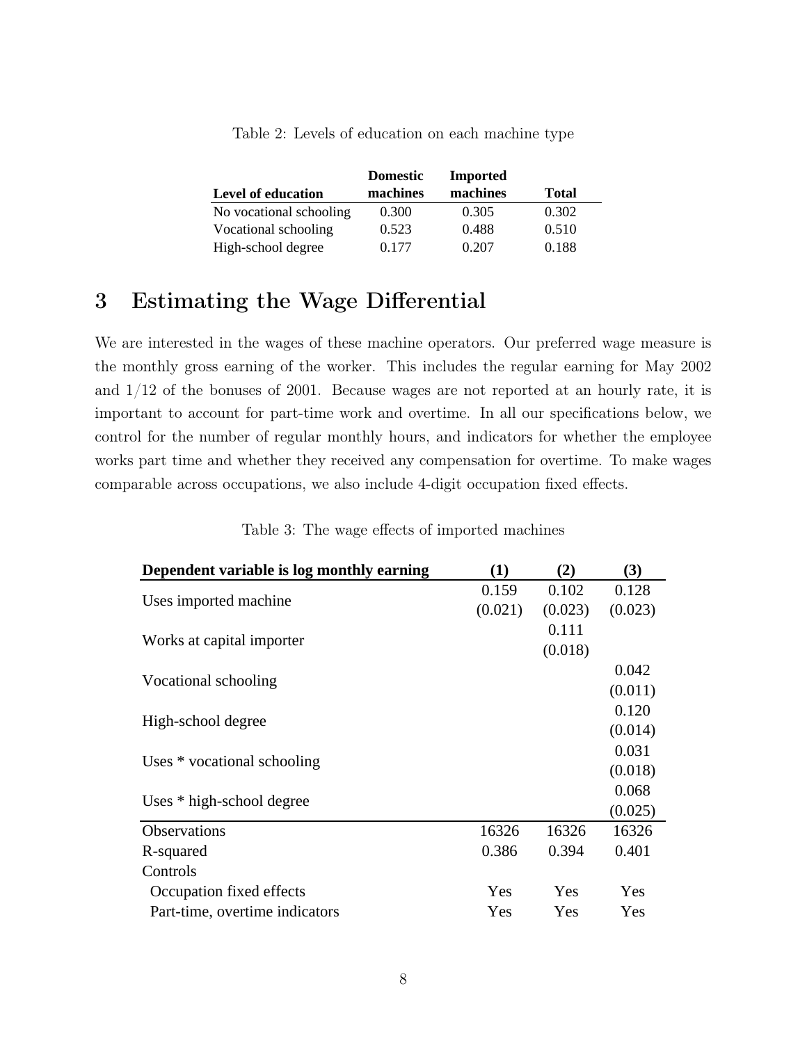Table 2: Levels of education on each machine type

| Level of education | Domestic machines | Imported machines | Total |
|---|---|---|---|
| No vocational schooling | 0.300 | 0.305 | 0.302 |
| Vocational schooling | 0.523 | 0.488 | 0.510 |
| High-school degree | 0.177 | 0.207 | 0.188 |

## 3 Estimating the Wage Differential

We are interested in the wages of these machine operators. Our preferred wage measure is the monthly gross earning of the worker. This includes the regular earning for May 2002 and 1/12 of the bonuses of 2001. Because wages are not reported at an hourly rate, it is important to account for part-time work and overtime. In all our specifications below, we control for the number of regular monthly hours, and indicators for whether the employee works part time and whether they received any compensation for overtime. To make wages comparable across occupations, we also include 4-digit occupation fixed effects.

Table 3: The wage effects of imported machines

| Dependent variable is log monthly earning | (1) | (2) | (3) |
|---|---|---|---|
| Uses imported machine | 0.159 | 0.102 | 0.128 |
| | (0.021) | (0.023) | (0.023) |
| Works at capital importer | | 0.111 | |
| | | (0.018) | |
| Vocational schooling | | | 0.042 |
| | | | (0.011) |
| High-school degree | | | 0.120 |
| | | | (0.014) |
| Uses * vocational schooling | | | 0.031 |
| | | | (0.018) |
| Uses * high-school degree | | | 0.068 |
| | | | (0.025) |
| Observations | 16326 | 16326 | 16326 |
| R-squared | 0.386 | 0.394 | 0.401 |
| Controls | | | |
| Occupation fixed effects | Yes | Yes | Yes |
| Part-time, overtime indicators | Yes | Yes | Yes |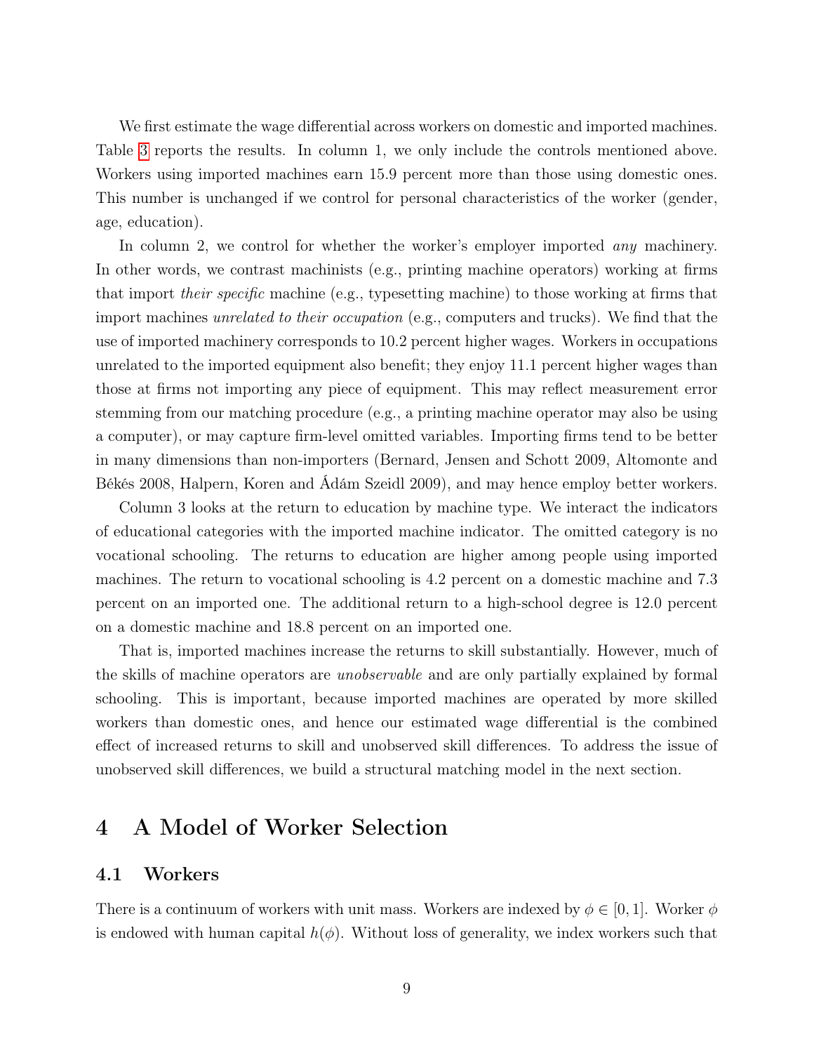We first estimate the wage differential across workers on domestic and imported machines. Table 3 reports the results. In column 1, we only include the controls mentioned above. Workers using imported machines earn 15.9 percent more than those using domestic ones. This number is unchanged if we control for personal characteristics of the worker (gender, age, education).

In column 2, we control for whether the worker's employer imported *any* machinery. In other words, we contrast machinists (e.g., printing machine operators) working at firms that import *their specific* machine (e.g., typesetting machine) to those working at firms that import machines *unrelated to their occupation* (e.g., computers and trucks). We find that the use of imported machinery corresponds to 10.2 percent higher wages. Workers in occupations unrelated to the imported equipment also benefit; they enjoy 11.1 percent higher wages than those at firms not importing any piece of equipment. This may reflect measurement error stemming from our matching procedure (e.g., a printing machine operator may also be using a computer), or may capture firm-level omitted variables. Importing firms tend to be better in many dimensions than non-importers (Bernard, Jensen and Schott 2009, Altomonte and Békés 2008, Halpern, Koren and Ádám Szeidl 2009), and may hence employ better workers.

Column 3 looks at the return to education by machine type. We interact the indicators of educational categories with the imported machine indicator. The omitted category is no vocational schooling. The returns to education are higher among people using imported machines. The return to vocational schooling is 4.2 percent on a domestic machine and 7.3 percent on an imported one. The additional return to a high-school degree is 12.0 percent on a domestic machine and 18.8 percent on an imported one.

That is, imported machines increase the returns to skill substantially. However, much of the skills of machine operators are *unobservable* and are only partially explained by formal schooling. This is important, because imported machines are operated by more skilled workers than domestic ones, and hence our estimated wage differential is the combined effect of increased returns to skill and unobserved skill differences. To address the issue of unobserved skill differences, we build a structural matching model in the next section.

# 4 A Model of Worker Selection

## 4.1 Workers

There is a continuum of workers with unit mass. Workers are indexed by $\phi \in [0, 1]$. Worker $\phi$ is endowed with human capital $h(\phi)$. Without loss of generality, we index workers such that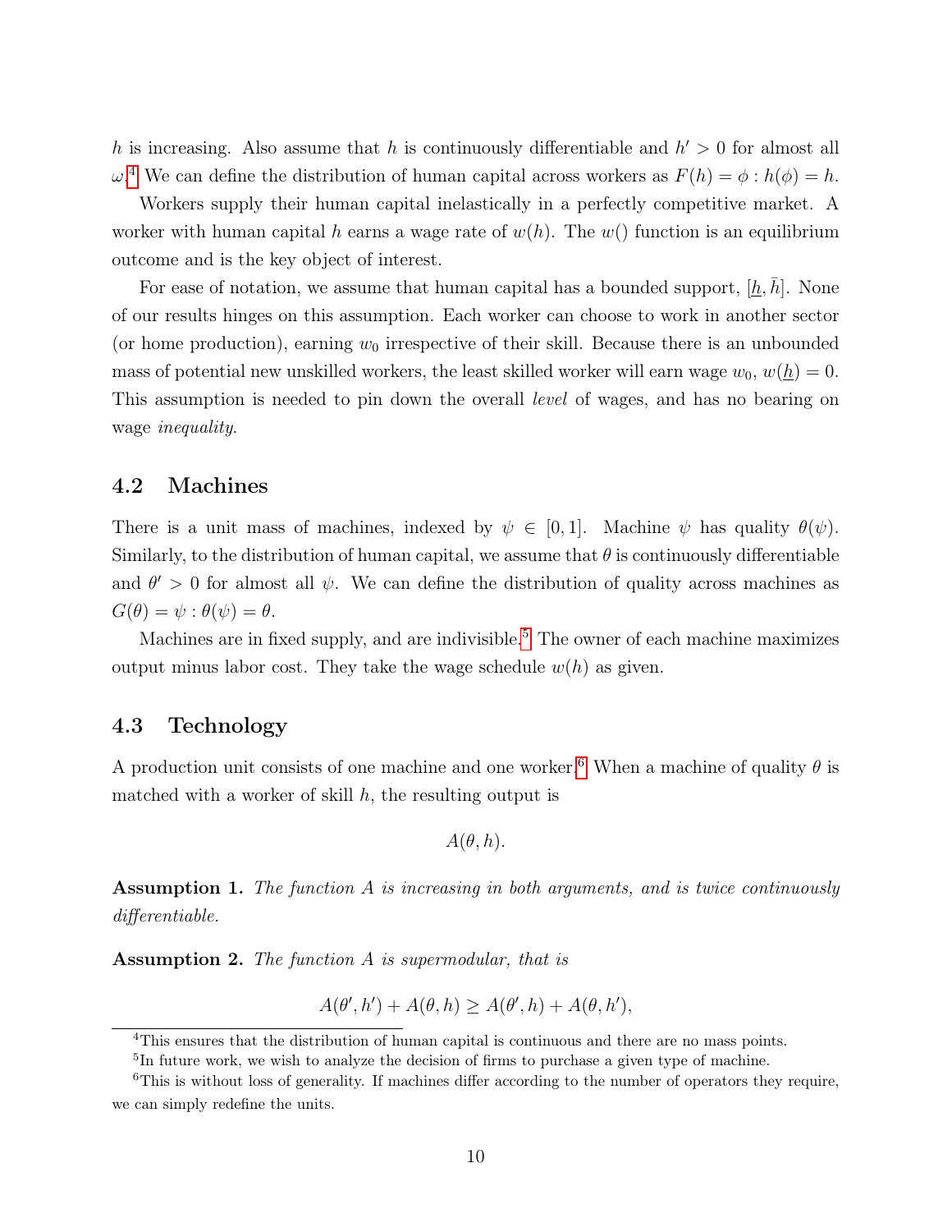$h$ is increasing. Also assume that $h$ is continuously differentiable and $h' > 0$ for almost all $\omega$.[4] We can define the distribution of human capital across workers as $F(h) = \phi : h(\phi) = h$.

Workers supply their human capital inelastically in a perfectly competitive market. A worker with human capital $h$ earns a wage rate of $w(h)$. The $w()$ function is an equilibrium outcome and is the key object of interest.

For ease of notation, we assume that human capital has a bounded support, $[\underline{h}, \bar{h}]$. None of our results hinges on this assumption. Each worker can choose to work in another sector (or home production), earning $w_0$ irrespective of their skill. Because there is an unbounded mass of potential new unskilled workers, the least skilled worker will earn wage $w_0$, $w(\underline{h}) = 0$. This assumption is needed to pin down the overall *level* of wages, and has no bearing on wage *inequality*.

## 4.2 Machines

There is a unit mass of machines, indexed by $\psi \in [0, 1]$. Machine $\psi$ has quality $\theta(\psi)$. Similarly, to the distribution of human capital, we assume that $\theta$ is continuously differentiable and $\theta' > 0$ for almost all $\psi$. We can define the distribution of quality across machines as $G(\theta) = \psi : \theta(\psi) = \theta$.

Machines are in fixed supply, and are indivisible.[5] The owner of each machine maximizes output minus labor cost. They take the wage schedule $w(h)$ as given.

## 4.3 Technology

A production unit consists of one machine and one worker.[6] When a machine of quality $\theta$ is matched with a worker of skill $h$, the resulting output is

$$A(\theta, h).$$

**Assumption 1.** *The function $A$ is increasing in both arguments, and is twice continuously differentiable.*

**Assumption 2.** *The function $A$ is supermodular, that is*

$$A(\theta', h') + A(\theta, h) \geq A(\theta', h) + A(\theta, h'),$$

[4] This ensures that the distribution of human capital is continuous and there are no mass points.

[5] In future work, we wish to analyze the decision of firms to purchase a given type of machine.

[6] This is without loss of generality. If machines differ according to the number of operators they require, we can simply redefine the units.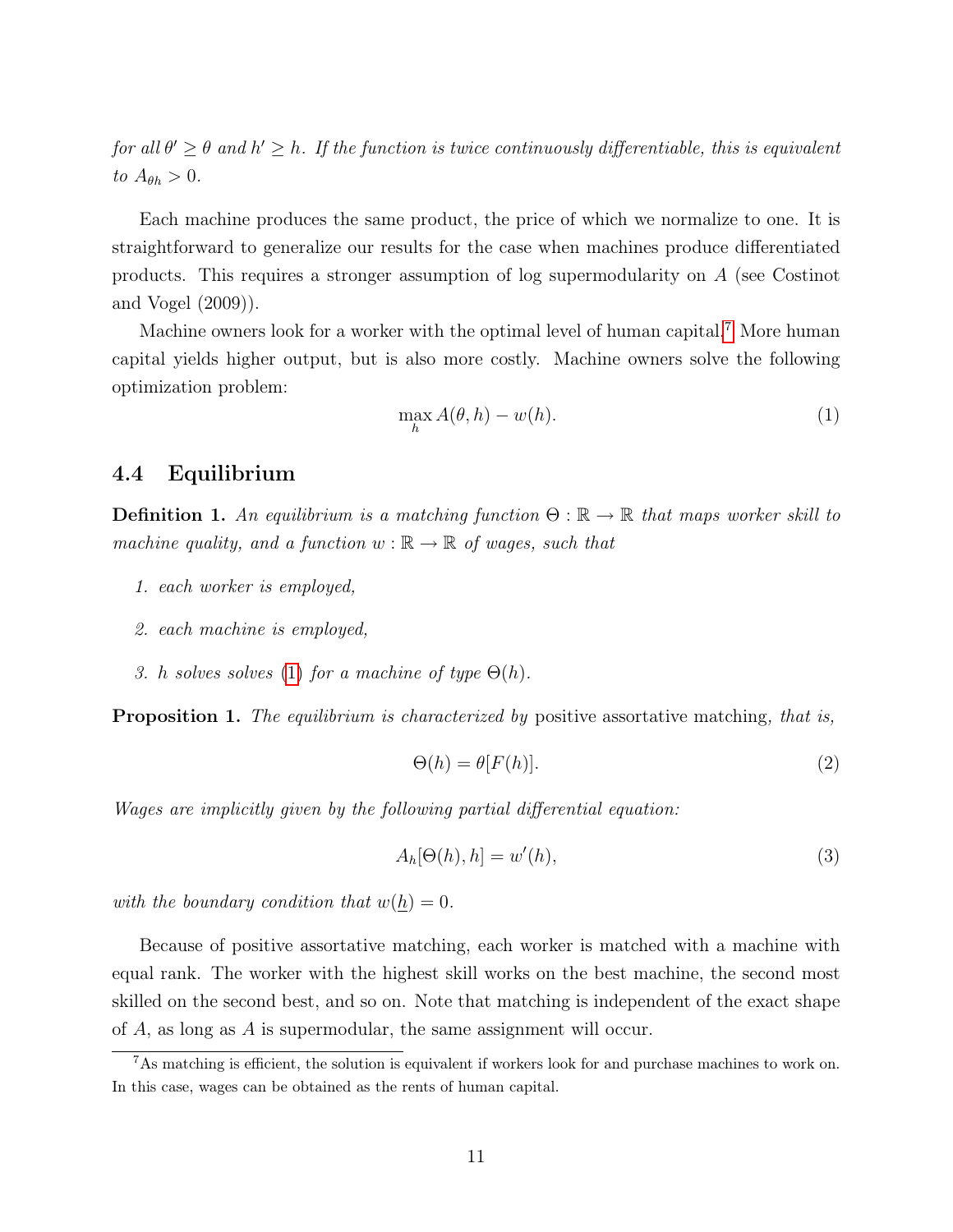*for all $\theta' \geq \theta$ and $h' \geq h$. If the function is twice continuously differentiable, this is equivalent to $A_{\theta h} > 0$.*

Each machine produces the same product, the price of which we normalize to one. It is straightforward to generalize our results for the case when machines produce differentiated products. This requires a stronger assumption of log supermodularity on $A$ (see Costinot and Vogel (2009)).

Machine owners look for a worker with the optimal level of human capital.[7] More human capital yields higher output, but is also more costly. Machine owners solve the following optimization problem:

$$\max_h A(\theta, h) - w(h). \tag{1}$$

### 4.4 Equilibrium

**Definition 1.** *An equilibrium is a matching function $\Theta : \mathbb{R} \to \mathbb{R}$ that maps worker skill to machine quality, and a function $w : \mathbb{R} \to \mathbb{R}$ of wages, such that*

1. *each worker is employed,*
2. *each machine is employed,*
3. *$h$ solves solves (1) for a machine of type $\Theta(h)$.*

**Proposition 1.** *The equilibrium is characterized by* positive assortative matching, *that is,*

$$\Theta(h) = \theta[F(h)]. \tag{2}$$

*Wages are implicitly given by the following partial differential equation:*

$$A_h[\Theta(h), h] = w'(h), \tag{3}$$

*with the boundary condition that $w(\underline{h}) = 0$.*

Because of positive assortative matching, each worker is matched with a machine with equal rank. The worker with the highest skill works on the best machine, the second most skilled on the second best, and so on. Note that matching is independent of the exact shape of $A$, as long as $A$ is supermodular, the same assignment will occur.

[7] As matching is efficient, the solution is equivalent if workers look for and purchase machines to work on. In this case, wages can be obtained as the rents of human capital.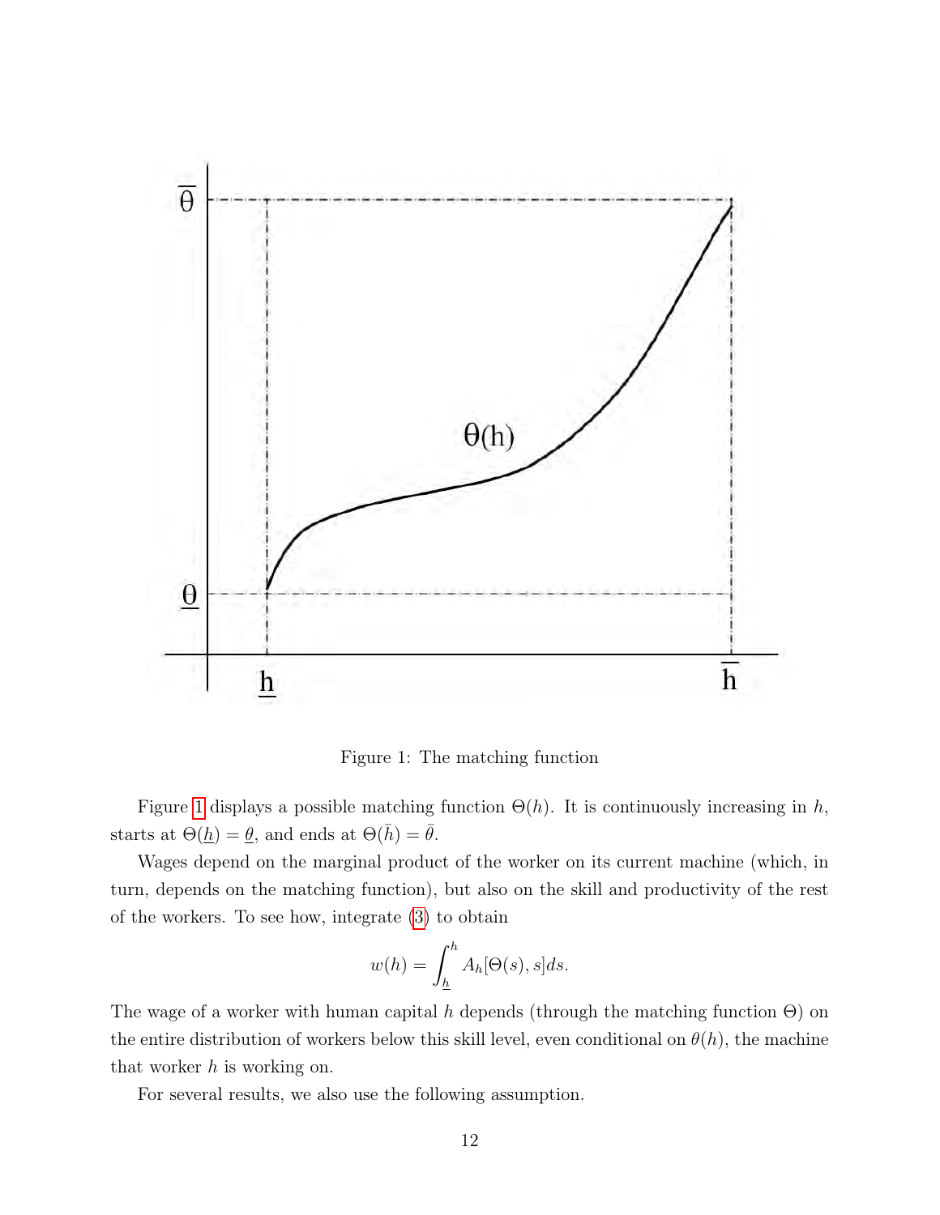Figure 1: The matching function

Figure 1 displays a possible matching function $\Theta(h)$. It is continuously increasing in $h$, starts at $\Theta(\underline{h}) = \underline{\theta}$, and ends at $\Theta(\bar{h}) = \bar{\theta}$.

Wages depend on the marginal product of the worker on its current machine (which, in turn, depends on the matching function), but also on the skill and productivity of the rest of the workers. To see how, integrate (3) to obtain

$$w(h) = \int_{\underline{h}}^{h} A_h[\Theta(s), s]ds.$$

The wage of a worker with human capital $h$ depends (through the matching function $\Theta$) on the entire distribution of workers below this skill level, even conditional on $\theta(h)$, the machine that worker $h$ is working on.

For several results, we also use the following assumption.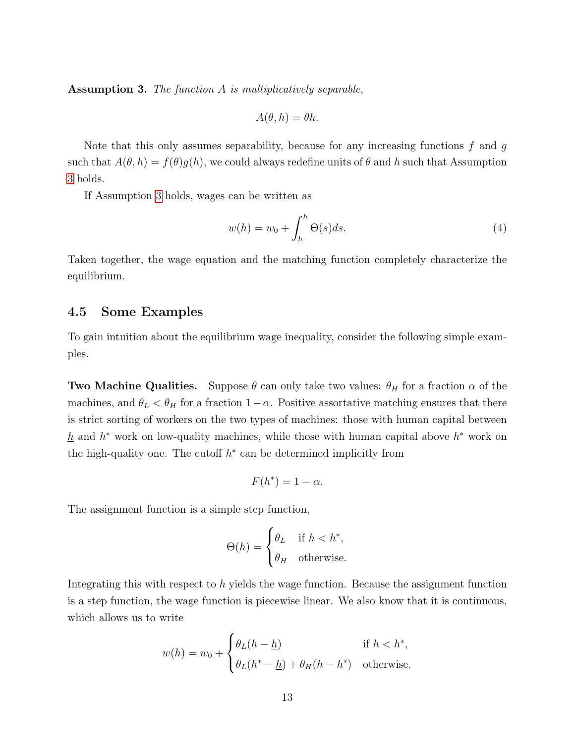**Assumption 3.** *The function $A$ is multiplicatively separable,*

$$A(\theta, h) = \theta h.$$

Note that this only assumes separability, because for any increasing functions $f$ and $g$ such that $A(\theta, h) = f(\theta)g(h)$, we could always redefine units of $\theta$ and $h$ such that Assumption 3 holds.

If Assumption 3 holds, wages can be written as

$$w(h) = w_0 + \int_{\underline{h}}^{h} \Theta(s)ds. \tag{4}$$

Taken together, the wage equation and the matching function completely characterize the equilibrium.

## 4.5 Some Examples

To gain intuition about the equilibrium wage inequality, consider the following simple examples.

**Two Machine Qualities.** Suppose $\theta$ can only take two values: $\theta_H$ for a fraction $\alpha$ of the machines, and $\theta_L < \theta_H$ for a fraction $1 - \alpha$. Positive assortative matching ensures that there is strict sorting of workers on the two types of machines: those with human capital between $\underline{h}$ and $h^*$ work on low-quality machines, while those with human capital above $h^*$ work on the high-quality one. The cutoff $h^*$ can be determined implicitly from

$$F(h^*) = 1 - \alpha.$$

The assignment function is a simple step function,

$$\Theta(h) = \begin{cases} \theta_L & \text{if } h < h^*, \\ \theta_H & \text{otherwise.} \end{cases}$$

Integrating this with respect to $h$ yields the wage function. Because the assignment function is a step function, the wage function is piecewise linear. We also know that it is continuous, which allows us to write

$$w(h) = w_0 + \begin{cases} \theta_L(h - \underline{h}) & \text{if } h < h^*, \\ \theta_L(h^* - \underline{h}) + \theta_H(h - h^*) & \text{otherwise.} \end{cases}$$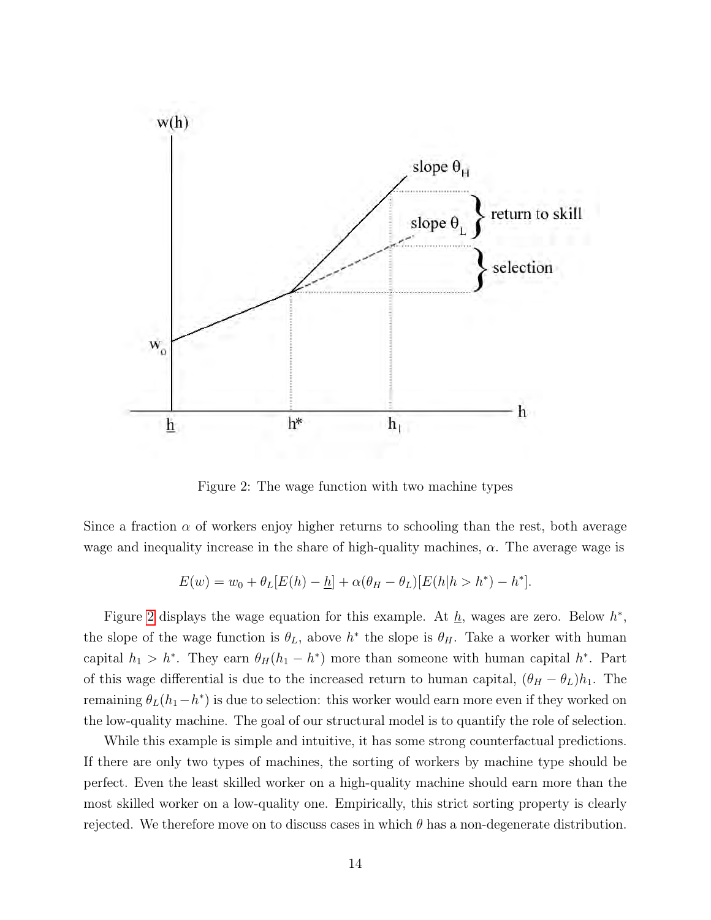Figure 2: The wage function with two machine types

Since a fraction $\alpha$ of workers enjoy higher returns to schooling than the rest, both average wage and inequality increase in the share of high-quality machines, $\alpha$. The average wage is

$$E(w) = w_0 + \theta_L[E(h) - \underline{h}] + \alpha(\theta_H - \theta_L)[E(h|h > h^*) - h^*].$$

Figure 2 displays the wage equation for this example. At $\underline{h}$, wages are zero. Below $h^*$, the slope of the wage function is $\theta_L$, above $h^*$ the slope is $\theta_H$. Take a worker with human capital $h_1 > h^*$. They earn $\theta_H(h_1 - h^*)$ more than someone with human capital $h^*$. Part of this wage differential is due to the increased return to human capital, $(\theta_H - \theta_L)h_1$. The remaining $\theta_L(h_1 - h^*)$ is due to selection: this worker would earn more even if they worked on the low-quality machine. The goal of our structural model is to quantify the role of selection.

While this example is simple and intuitive, it has some strong counterfactual predictions. If there are only two types of machines, the sorting of workers by machine type should be perfect. Even the least skilled worker on a high-quality machine should earn more than the most skilled worker on a low-quality one. Empirically, this strict sorting property is clearly rejected. We therefore move on to discuss cases in which $\theta$ has a non-degenerate distribution.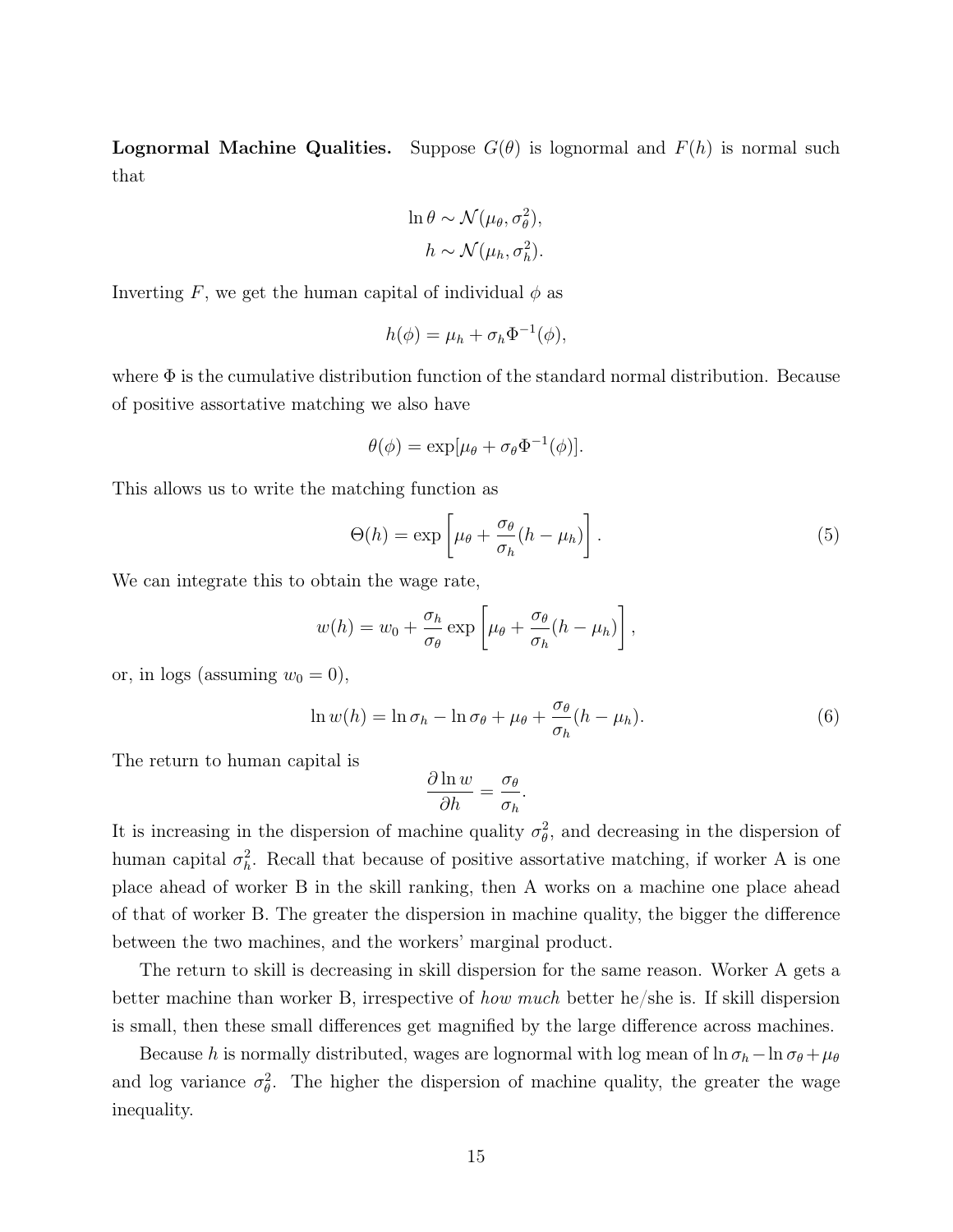**Lognormal Machine Qualities.** Suppose $G(\theta)$ is lognormal and $F(h)$ is normal such that

$$\ln \theta \sim \mathcal{N}(\mu_\theta, \sigma_\theta^2),$$
$$h \sim \mathcal{N}(\mu_h, \sigma_h^2).$$

Inverting $F$, we get the human capital of individual $\phi$ as

$$h(\phi) = \mu_h + \sigma_h \Phi^{-1}(\phi),$$

where $\Phi$ is the cumulative distribution function of the standard normal distribution. Because of positive assortative matching we also have

$$\theta(\phi) = \exp[\mu_\theta + \sigma_\theta \Phi^{-1}(\phi)].$$

This allows us to write the matching function as

$$\Theta(h) = \exp\left[\mu_\theta + \frac{\sigma_\theta}{\sigma_h}(h - \mu_h)\right]. \tag{5}$$

We can integrate this to obtain the wage rate,

$$w(h) = w_0 + \frac{\sigma_h}{\sigma_\theta} \exp\left[\mu_\theta + \frac{\sigma_\theta}{\sigma_h}(h - \mu_h)\right],$$

or, in logs (assuming $w_0 = 0$),

$$\ln w(h) = \ln \sigma_h - \ln \sigma_\theta + \mu_\theta + \frac{\sigma_\theta}{\sigma_h}(h - \mu_h). \tag{6}$$

The return to human capital is

$$\frac{\partial \ln w}{\partial h} = \frac{\sigma_\theta}{\sigma_h}.$$

It is increasing in the dispersion of machine quality $\sigma_\theta^2$, and decreasing in the dispersion of human capital $\sigma_h^2$. Recall that because of positive assortative matching, if worker A is one place ahead of worker B in the skill ranking, then A works on a machine one place ahead of that of worker B. The greater the dispersion in machine quality, the bigger the difference between the two machines, and the workers' marginal product.

The return to skill is decreasing in skill dispersion for the same reason. Worker A gets a better machine than worker B, irrespective of *how much* better he/she is. If skill dispersion is small, then these small differences get magnified by the large difference across machines.

Because $h$ is normally distributed, wages are lognormal with log mean of $\ln \sigma_h - \ln \sigma_\theta + \mu_\theta$ and log variance $\sigma_\theta^2$. The higher the dispersion of machine quality, the greater the wage inequality.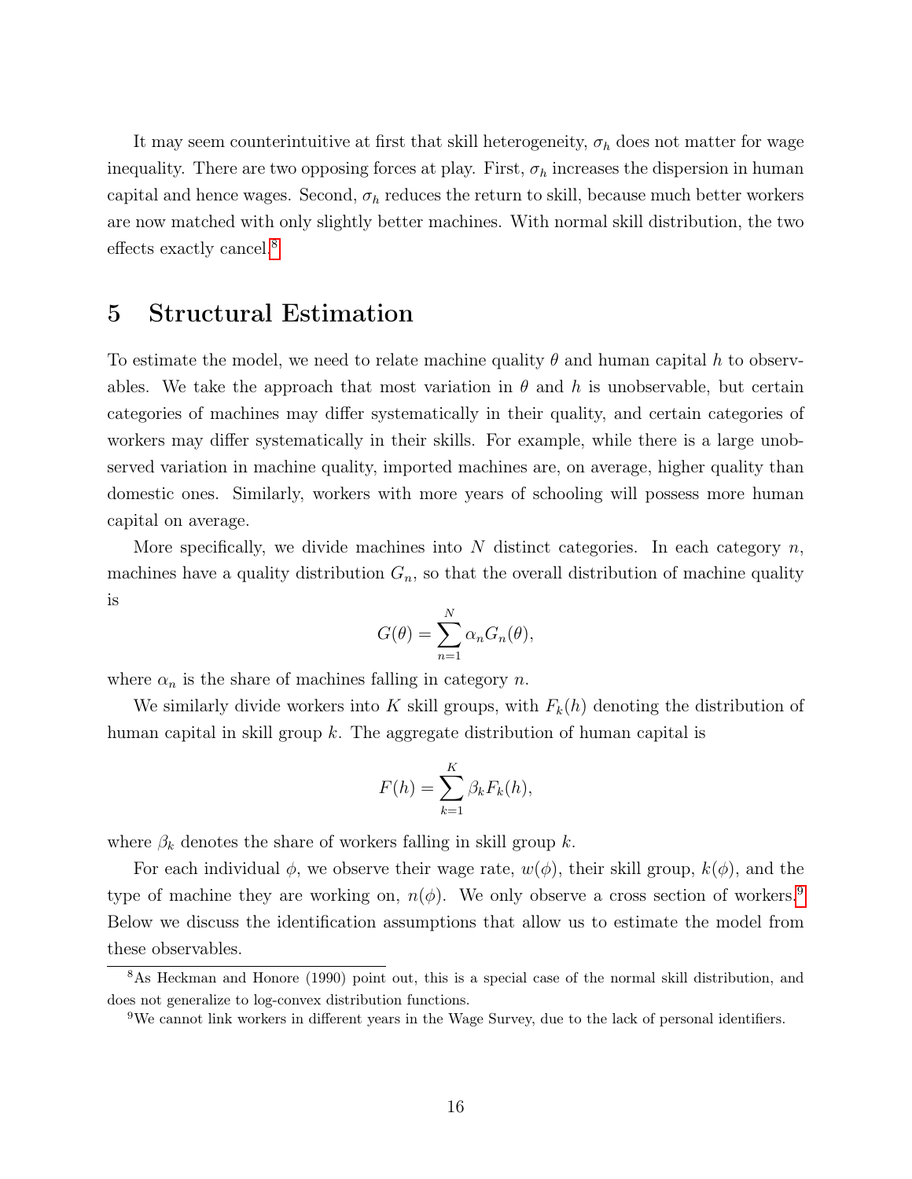It may seem counterintuitive at first that skill heterogeneity, $\sigma_h$ does not matter for wage inequality. There are two opposing forces at play. First, $\sigma_h$ increases the dispersion in human capital and hence wages. Second, $\sigma_h$ reduces the return to skill, because much better workers are now matched with only slightly better machines. With normal skill distribution, the two effects exactly cancel.[8]

# 5 Structural Estimation

To estimate the model, we need to relate machine quality $\theta$ and human capital $h$ to observables. We take the approach that most variation in $\theta$ and $h$ is unobservable, but certain categories of machines may differ systematically in their quality, and certain categories of workers may differ systematically in their skills. For example, while there is a large unobserved variation in machine quality, imported machines are, on average, higher quality than domestic ones. Similarly, workers with more years of schooling will possess more human capital on average.

More specifically, we divide machines into $N$ distinct categories. In each category $n$, machines have a quality distribution $G_n$, so that the overall distribution of machine quality is

$$G(\theta) = \sum_{n=1}^{N} \alpha_n G_n(\theta),$$

where $\alpha_n$ is the share of machines falling in category $n$.

We similarly divide workers into $K$ skill groups, with $F_k(h)$ denoting the distribution of human capital in skill group $k$. The aggregate distribution of human capital is

$$F(h) = \sum_{k=1}^{K} \beta_k F_k(h),$$

where $\beta_k$ denotes the share of workers falling in skill group $k$.

For each individual $\phi$, we observe their wage rate, $w(\phi)$, their skill group, $k(\phi)$, and the type of machine they are working on, $n(\phi)$. We only observe a cross section of workers.[9] Below we discuss the identification assumptions that allow us to estimate the model from these observables.

[8] As Heckman and Honore (1990) point out, this is a special case of the normal skill distribution, and does not generalize to log-convex distribution functions.

[9] We cannot link workers in different years in the Wage Survey, due to the lack of personal identifiers.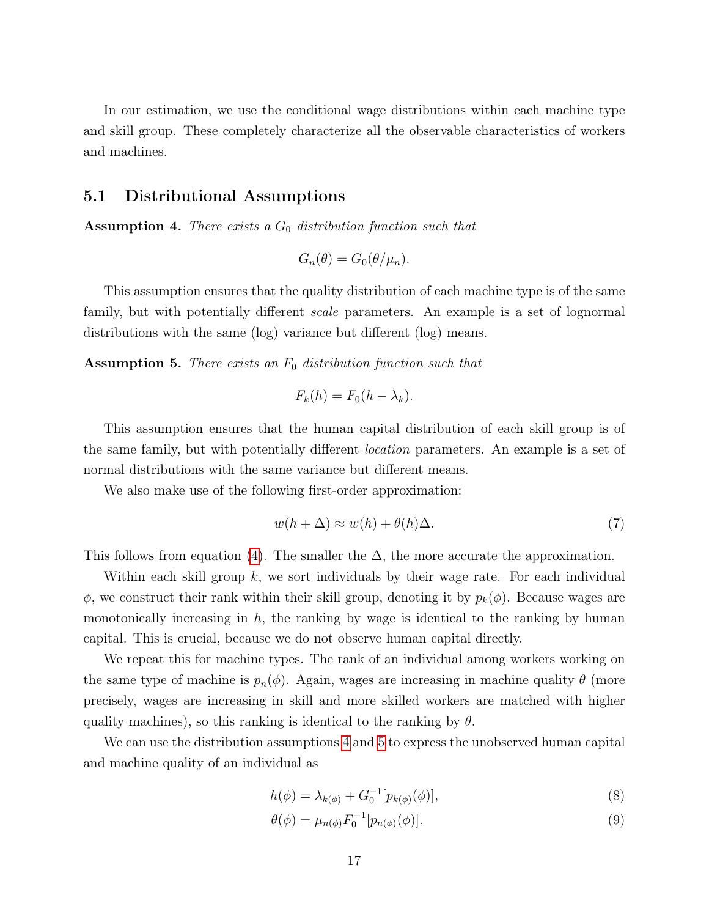In our estimation, we use the conditional wage distributions within each machine type and skill group. These completely characterize all the observable characteristics of workers and machines.

## 5.1 Distributional Assumptions

**Assumption 4.** *There exists a $G_0$ distribution function such that*

$$G_n(\theta) = G_0(\theta/\mu_n).$$

This assumption ensures that the quality distribution of each machine type is of the same family, but with potentially different *scale* parameters. An example is a set of lognormal distributions with the same (log) variance but different (log) means.

**Assumption 5.** *There exists an $F_0$ distribution function such that*

$$F_k(h) = F_0(h - \lambda_k).$$

This assumption ensures that the human capital distribution of each skill group is of the same family, but with potentially different *location* parameters. An example is a set of normal distributions with the same variance but different means.

We also make use of the following first-order approximation:

$$w(h + \Delta) \approx w(h) + \theta(h)\Delta. \tag{7}$$

This follows from equation (4). The smaller the $\Delta$, the more accurate the approximation.

Within each skill group $k$, we sort individuals by their wage rate. For each individual $\phi$, we construct their rank within their skill group, denoting it by $p_k(\phi)$. Because wages are monotonically increasing in $h$, the ranking by wage is identical to the ranking by human capital. This is crucial, because we do not observe human capital directly.

We repeat this for machine types. The rank of an individual among workers working on the same type of machine is $p_n(\phi)$. Again, wages are increasing in machine quality $\theta$ (more precisely, wages are increasing in skill and more skilled workers are matched with higher quality machines), so this ranking is identical to the ranking by $\theta$.

We can use the distribution assumptions 4 and 5 to express the unobserved human capital and machine quality of an individual as

$$h(\phi) = \lambda_{k(\phi)} + G_0^{-1}[p_{k(\phi)}(\phi)], \tag{8}$$

$$\theta(\phi) = \mu_{n(\phi)} F_0^{-1}[p_{n(\phi)}(\phi)]. \tag{9}$$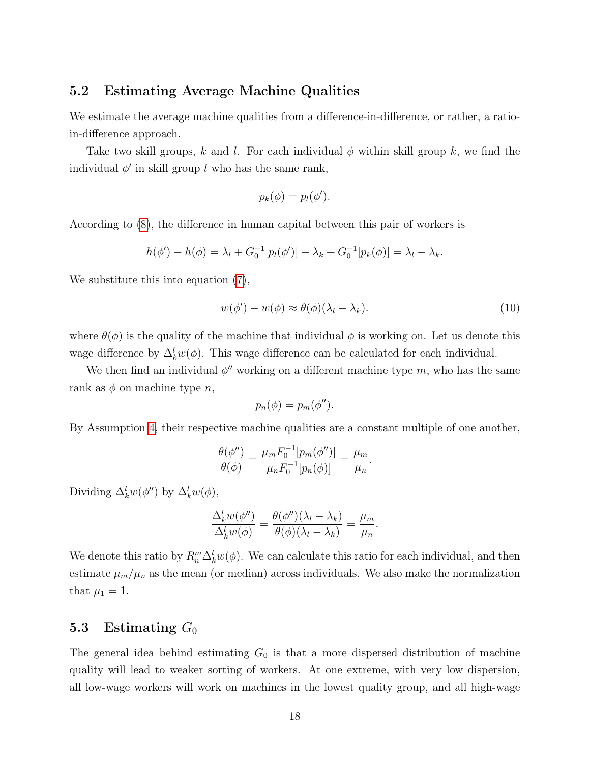## 5.2 Estimating Average Machine Qualities

We estimate the average machine qualities from a difference-in-difference, or rather, a ratio-in-difference approach.

Take two skill groups, $k$ and $l$. For each individual $\phi$ within skill group $k$, we find the individual $\phi'$ in skill group $l$ who has the same rank,

$$p_k(\phi) = p_l(\phi').$$

According to (8), the difference in human capital between this pair of workers is

$$h(\phi') - h(\phi) = \lambda_l + G_0^{-1}[p_l(\phi')] - \lambda_k + G_0^{-1}[p_k(\phi)] = \lambda_l - \lambda_k.$$

We substitute this into equation (7),

$$w(\phi') - w(\phi) \approx \theta(\phi)(\lambda_l - \lambda_k). \tag{10}$$

where $\theta(\phi)$ is the quality of the machine that individual $\phi$ is working on. Let us denote this wage difference by $\Delta_k^l w(\phi)$. This wage difference can be calculated for each individual.

We then find an individual $\phi''$ working on a different machine type $m$, who has the same rank as $\phi$ on machine type $n$,

$$p_n(\phi) = p_m(\phi'').$$

By Assumption 4, their respective machine qualities are a constant multiple of one another,

$$\frac{\theta(\phi'')}{\theta(\phi)} = \frac{\mu_m F_0^{-1}[p_m(\phi'')]}{\mu_n F_0^{-1}[p_n(\phi)]} = \frac{\mu_m}{\mu_n}.$$

Dividing $\Delta_k^l w(\phi'')$ by $\Delta_k^l w(\phi)$,

$$\frac{\Delta_k^l w(\phi'')}{\Delta_k^l w(\phi)} = \frac{\theta(\phi'')(\lambda_l - \lambda_k)}{\theta(\phi)(\lambda_l - \lambda_k)} = \frac{\mu_m}{\mu_n}.$$

We denote this ratio by $R_n^m \Delta_k^l w(\phi)$. We can calculate this ratio for each individual, and then estimate $\mu_m/\mu_n$ as the mean (or median) across individuals. We also make the normalization that $\mu_1 = 1$.

## 5.3 Estimating $G_0$

The general idea behind estimating $G_0$ is that a more dispersed distribution of machine quality will lead to weaker sorting of workers. At one extreme, with very low dispersion, all low-wage workers will work on machines in the lowest quality group, and all high-wage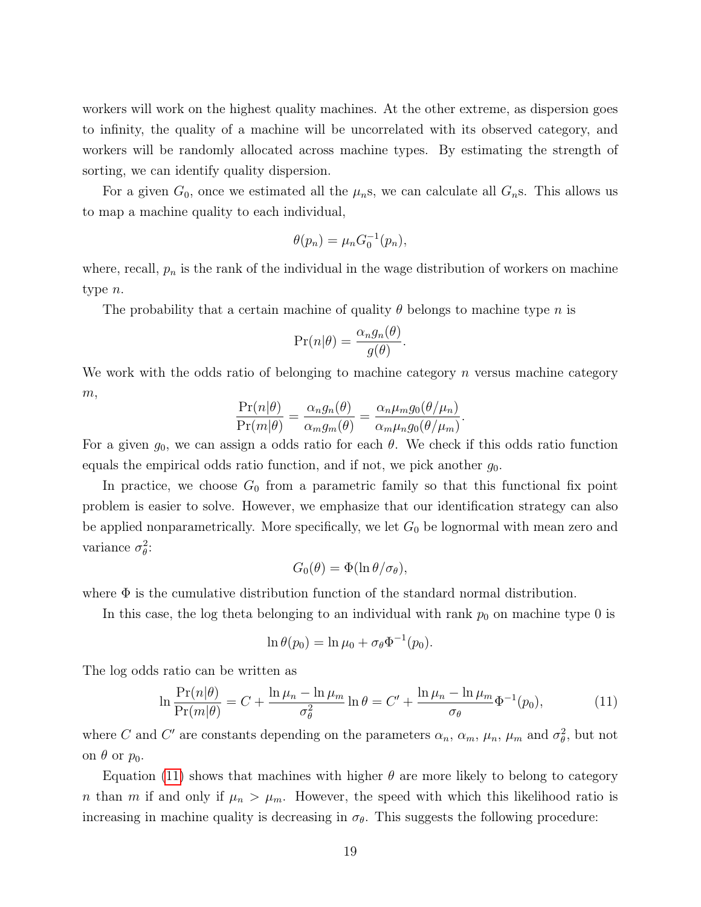workers will work on the highest quality machines. At the other extreme, as dispersion goes to infinity, the quality of a machine will be uncorrelated with its observed category, and workers will be randomly allocated across machine types. By estimating the strength of sorting, we can identify quality dispersion.

For a given $G_0$, once we estimated all the $\mu_n$s, we can calculate all $G_n$s. This allows us to map a machine quality to each individual,

$$\theta(p_n) = \mu_n G_0^{-1}(p_n),$$

where, recall, $p_n$ is the rank of the individual in the wage distribution of workers on machine type $n$.

The probability that a certain machine of quality $\theta$ belongs to machine type $n$ is

$$\Pr(n|\theta) = \frac{\alpha_n g_n(\theta)}{g(\theta)}.$$

We work with the odds ratio of belonging to machine category $n$ versus machine category $m$,

$$\frac{\Pr(n|\theta)}{\Pr(m|\theta)} = \frac{\alpha_n g_n(\theta)}{\alpha_m g_m(\theta)} = \frac{\alpha_n \mu_m g_0(\theta/\mu_n)}{\alpha_m \mu_n g_0(\theta/\mu_m)}.$$

For a given $g_0$, we can assign a odds ratio for each $\theta$. We check if this odds ratio function equals the empirical odds ratio function, and if not, we pick another $g_0$.

In practice, we choose $G_0$ from a parametric family so that this functional fix point problem is easier to solve. However, we emphasize that our identification strategy can also be applied nonparametrically. More specifically, we let $G_0$ be lognormal with mean zero and variance $\sigma_\theta^2$:

$$G_0(\theta) = \Phi(\ln\theta/\sigma_\theta),$$

where $\Phi$ is the cumulative distribution function of the standard normal distribution.

In this case, the log theta belonging to an individual with rank $p_0$ on machine type 0 is

$$\ln\theta(p_0) = \ln\mu_0 + \sigma_\theta \Phi^{-1}(p_0).$$

The log odds ratio can be written as

$$\ln\frac{\Pr(n|\theta)}{\Pr(m|\theta)} = C + \frac{\ln\mu_n - \ln\mu_m}{\sigma_\theta^2}\ln\theta = C' + \frac{\ln\mu_n - \ln\mu_m}{\sigma_\theta}\Phi^{-1}(p_0), \tag{11}$$

where $C$ and $C'$ are constants depending on the parameters $\alpha_n$, $\alpha_m$, $\mu_n$, $\mu_m$ and $\sigma_\theta^2$, but not on $\theta$ or $p_0$.

Equation (11) shows that machines with higher $\theta$ are more likely to belong to category $n$ than $m$ if and only if $\mu_n > \mu_m$. However, the speed with which this likelihood ratio is increasing in machine quality is decreasing in $\sigma_\theta$. This suggests the following procedure: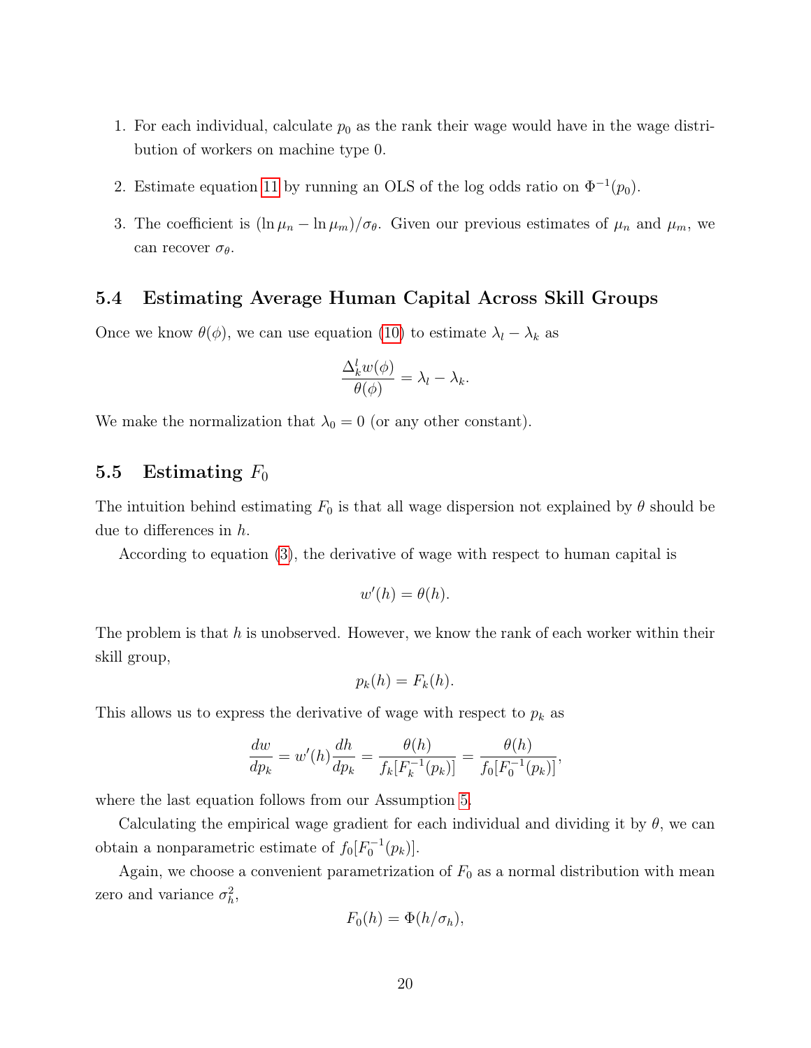1. For each individual, calculate $p_0$ as the rank their wage would have in the wage distribution of workers on machine type 0.

2. Estimate equation 11 by running an OLS of the log odds ratio on $\Phi^{-1}(p_0)$.

3. The coefficient is $(\ln \mu_n - \ln \mu_m)/\sigma_\theta$. Given our previous estimates of $\mu_n$ and $\mu_m$, we can recover $\sigma_\theta$.

### 5.4 Estimating Average Human Capital Across Skill Groups

Once we know $\theta(\phi)$, we can use equation (10) to estimate $\lambda_l - \lambda_k$ as

$$\frac{\Delta_k^l w(\phi)}{\theta(\phi)} = \lambda_l - \lambda_k.$$

We make the normalization that $\lambda_0 = 0$ (or any other constant).

### 5.5 Estimating $F_0$

The intuition behind estimating $F_0$ is that all wage dispersion not explained by $\theta$ should be due to differences in $h$.

According to equation (3), the derivative of wage with respect to human capital is

$$w'(h) = \theta(h).$$

The problem is that $h$ is unobserved. However, we know the rank of each worker within their skill group,

$$p_k(h) = F_k(h).$$

This allows us to express the derivative of wage with respect to $p_k$ as

$$\frac{dw}{dp_k} = w'(h)\frac{dh}{dp_k} = \frac{\theta(h)}{f_k[F_k^{-1}(p_k)]} = \frac{\theta(h)}{f_0[F_0^{-1}(p_k)]},$$

where the last equation follows from our Assumption 5.

Calculating the empirical wage gradient for each individual and dividing it by $\theta$, we can obtain a nonparametric estimate of $f_0[F_0^{-1}(p_k)]$.

Again, we choose a convenient parametrization of $F_0$ as a normal distribution with mean zero and variance $\sigma_h^2$,

$$F_0(h) = \Phi(h/\sigma_h),$$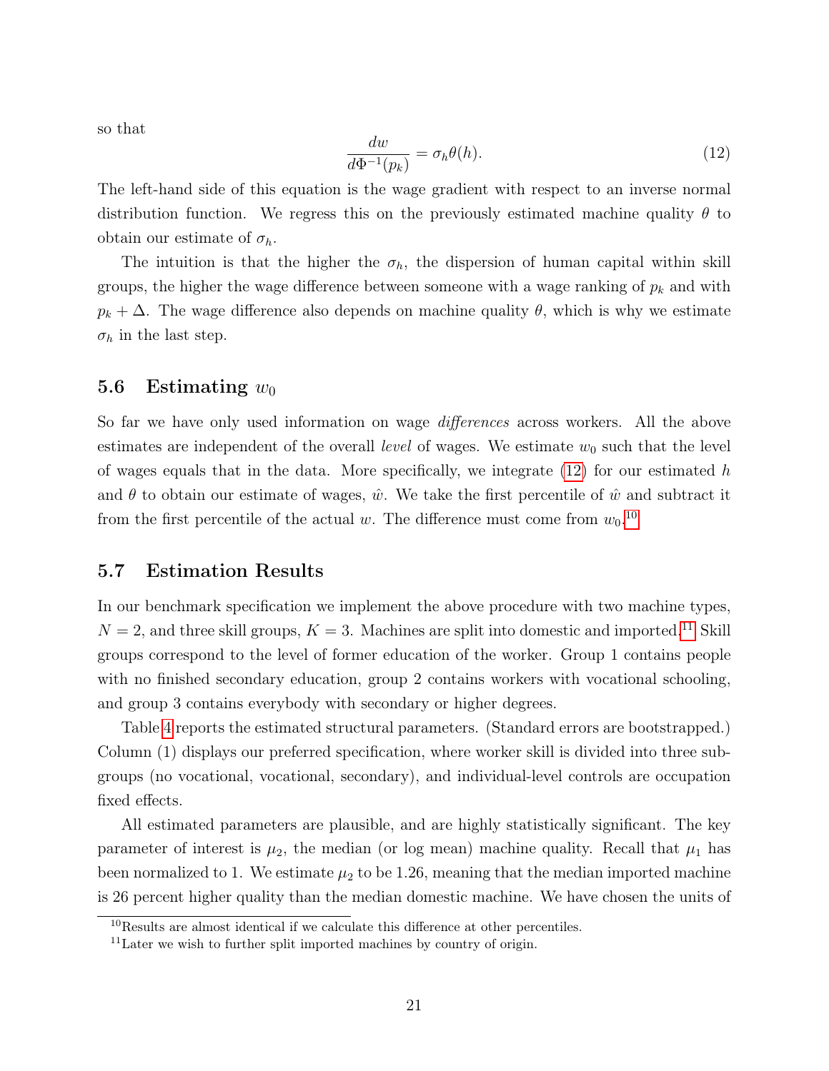so that

$$\frac{dw}{d\Phi^{-1}(p_k)} = \sigma_h \theta(h). \tag{12}$$

The left-hand side of this equation is the wage gradient with respect to an inverse normal distribution function. We regress this on the previously estimated machine quality $\theta$ to obtain our estimate of $\sigma_h$.

The intuition is that the higher the $\sigma_h$, the dispersion of human capital within skill groups, the higher the wage difference between someone with a wage ranking of $p_k$ and with $p_k + \Delta$. The wage difference also depends on machine quality $\theta$, which is why we estimate $\sigma_h$ in the last step.

### 5.6 Estimating $w_0$

So far we have only used information on wage *differences* across workers. All the above estimates are independent of the overall *level* of wages. We estimate $w_0$ such that the level of wages equals that in the data. More specifically, we integrate (12) for our estimated $h$ and $\theta$ to obtain our estimate of wages, $\hat{w}$. We take the first percentile of $\hat{w}$ and subtract it from the first percentile of the actual $w$. The difference must come from $w_0$.[10]

### 5.7 Estimation Results

In our benchmark specification we implement the above procedure with two machine types, $N = 2$, and three skill groups, $K = 3$. Machines are split into domestic and imported.[11] Skill groups correspond to the level of former education of the worker. Group 1 contains people with no finished secondary education, group 2 contains workers with vocational schooling, and group 3 contains everybody with secondary or higher degrees.

Table 4 reports the estimated structural parameters. (Standard errors are bootstrapped.) Column (1) displays our preferred specification, where worker skill is divided into three subgroups (no vocational, vocational, secondary), and individual-level controls are occupation fixed effects.

All estimated parameters are plausible, and are highly statistically significant. The key parameter of interest is $\mu_2$, the median (or log mean) machine quality. Recall that $\mu_1$ has been normalized to 1. We estimate $\mu_2$ to be 1.26, meaning that the median imported machine is 26 percent higher quality than the median domestic machine. We have chosen the units of

[10] Results are almost identical if we calculate this difference at other percentiles.

[11] Later we wish to further split imported machines by country of origin.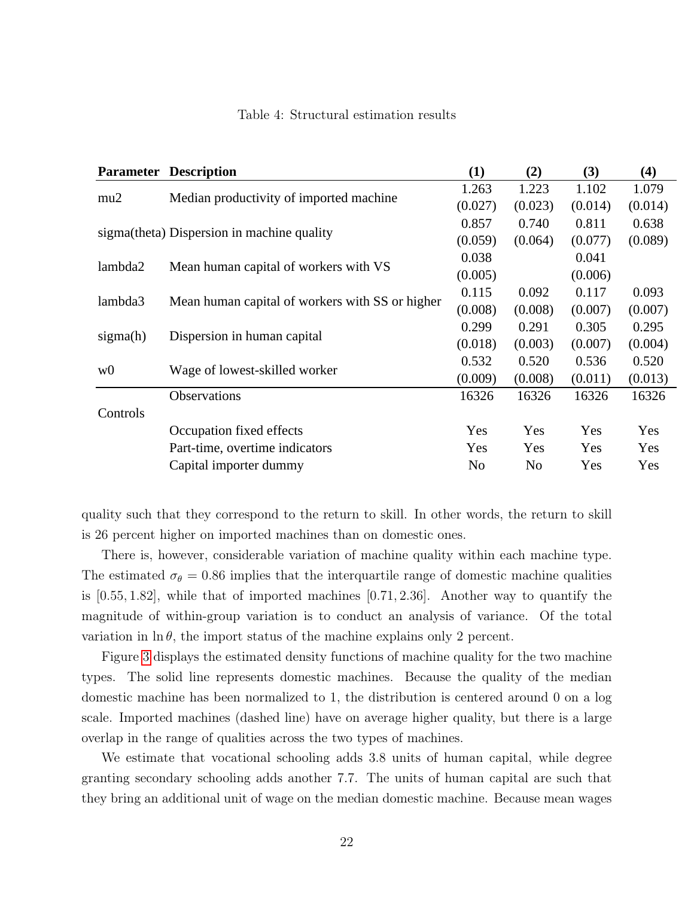Table 4: Structural estimation results

| Parameter | Description | (1) | (2) | (3) | (4) |
|---|---|---|---|---|---|
| mu2 | Median productivity of imported machine | 1.263 | 1.223 | 1.102 | 1.079 |
| | | (0.027) | (0.023) | (0.014) | (0.014) |
| sigma(theta) | Dispersion in machine quality | 0.857 | 0.740 | 0.811 | 0.638 |
| | | (0.059) | (0.064) | (0.077) | (0.089) |
| lambda2 | Mean human capital of workers with VS | 0.038 | | 0.041 | |
| | | (0.005) | | (0.006) | |
| lambda3 | Mean human capital of workers with SS or higher | 0.115 | 0.092 | 0.117 | 0.093 |
| | | (0.008) | (0.008) | (0.007) | (0.007) |
| sigma(h) | Dispersion in human capital | 0.299 | 0.291 | 0.305 | 0.295 |
| | | (0.018) | (0.003) | (0.007) | (0.004) |
| w0 | Wage of lowest-skilled worker | 0.532 | 0.520 | 0.536 | 0.520 |
| | | (0.009) | (0.008) | (0.011) | (0.013) |
| | Observations | 16326 | 16326 | 16326 | 16326 |
| Controls | | | | | |
| | Occupation fixed effects | Yes | Yes | Yes | Yes |
| | Part-time, overtime indicators | Yes | Yes | Yes | Yes |
| | Capital importer dummy | No | No | Yes | Yes |

quality such that they correspond to the return to skill. In other words, the return to skill is 26 percent higher on imported machines than on domestic ones.

There is, however, considerable variation of machine quality within each machine type. The estimated $\sigma_\theta = 0.86$ implies that the interquartile range of domestic machine qualities is $[0.55, 1.82]$, while that of imported machines $[0.71, 2.36]$. Another way to quantify the magnitude of within-group variation is to conduct an analysis of variance. Of the total variation in $\ln \theta$, the import status of the machine explains only 2 percent.

Figure 3 displays the estimated density functions of machine quality for the two machine types. The solid line represents domestic machines. Because the quality of the median domestic machine has been normalized to 1, the distribution is centered around 0 on a log scale. Imported machines (dashed line) have on average higher quality, but there is a large overlap in the range of qualities across the two types of machines.

We estimate that vocational schooling adds 3.8 units of human capital, while degree granting secondary schooling adds another 7.7. The units of human capital are such that they bring an additional unit of wage on the median domestic machine. Because mean wages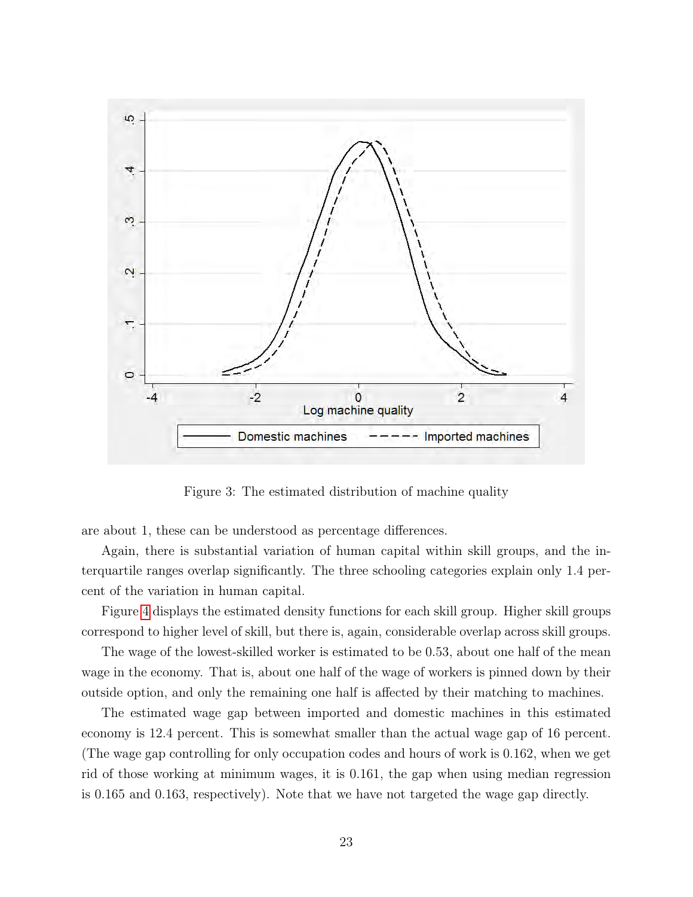Figure 3: The estimated distribution of machine quality

are about 1, these can be understood as percentage differences.

Again, there is substantial variation of human capital within skill groups, and the interquartile ranges overlap significantly. The three schooling categories explain only 1.4 percent of the variation in human capital.

Figure 4 displays the estimated density functions for each skill group. Higher skill groups correspond to higher level of skill, but there is, again, considerable overlap across skill groups.

The wage of the lowest-skilled worker is estimated to be 0.53, about one half of the mean wage in the economy. That is, about one half of the wage of workers is pinned down by their outside option, and only the remaining one half is affected by their matching to machines.

The estimated wage gap between imported and domestic machines in this estimated economy is 12.4 percent. This is somewhat smaller than the actual wage gap of 16 percent. (The wage gap controlling for only occupation codes and hours of work is 0.162, when we get rid of those working at minimum wages, it is 0.161, the gap when using median regression is 0.165 and 0.163, respectively). Note that we have not targeted the wage gap directly.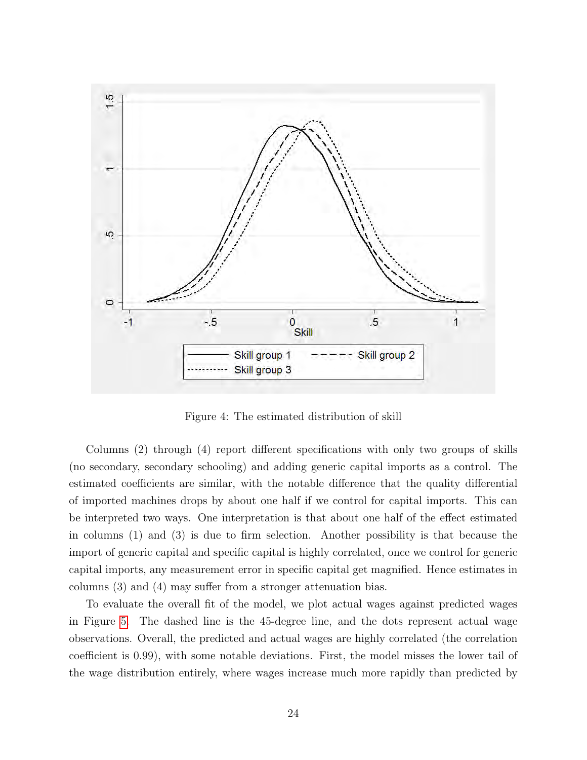Figure 4: The estimated distribution of skill

Columns (2) through (4) report different specifications with only two groups of skills (no secondary, secondary schooling) and adding generic capital imports as a control. The estimated coefficients are similar, with the notable difference that the quality differential of imported machines drops by about one half if we control for capital imports. This can be interpreted two ways. One interpretation is that about one half of the effect estimated in columns (1) and (3) is due to firm selection. Another possibility is that because the import of generic capital and specific capital is highly correlated, once we control for generic capital imports, any measurement error in specific capital get magnified. Hence estimates in columns (3) and (4) may suffer from a stronger attenuation bias.

To evaluate the overall fit of the model, we plot actual wages against predicted wages in Figure 5. The dashed line is the 45-degree line, and the dots represent actual wage observations. Overall, the predicted and actual wages are highly correlated (the correlation coefficient is 0.99), with some notable deviations. First, the model misses the lower tail of the wage distribution entirely, where wages increase much more rapidly than predicted by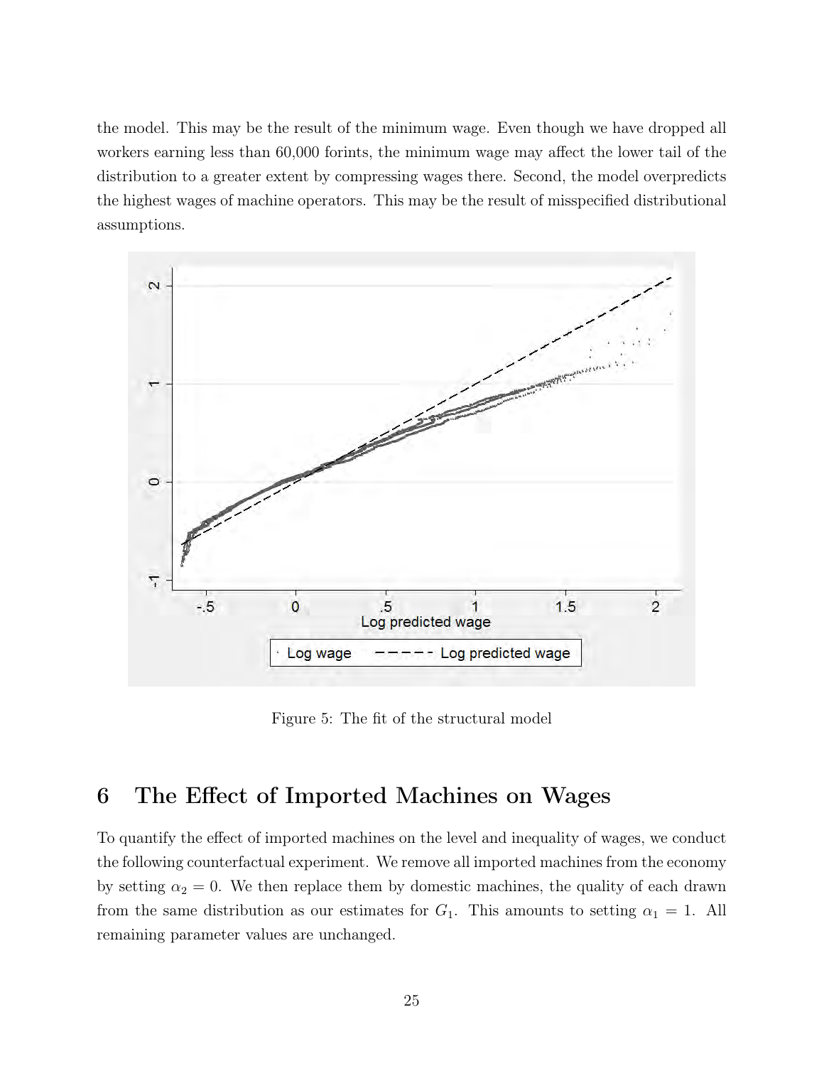the model. This may be the result of the minimum wage. Even though we have dropped all workers earning less than 60,000 forints, the minimum wage may affect the lower tail of the distribution to a greater extent by compressing wages there. Second, the model overpredicts the highest wages of machine operators. This may be the result of misspecified distributional assumptions.

Figure 5: The fit of the structural model

# 6 The Effect of Imported Machines on Wages

To quantify the effect of imported machines on the level and inequality of wages, we conduct the following counterfactual experiment. We remove all imported machines from the economy by setting $\alpha_2 = 0$. We then replace them by domestic machines, the quality of each drawn from the same distribution as our estimates for $G_1$. This amounts to setting $\alpha_1 = 1$. All remaining parameter values are unchanged.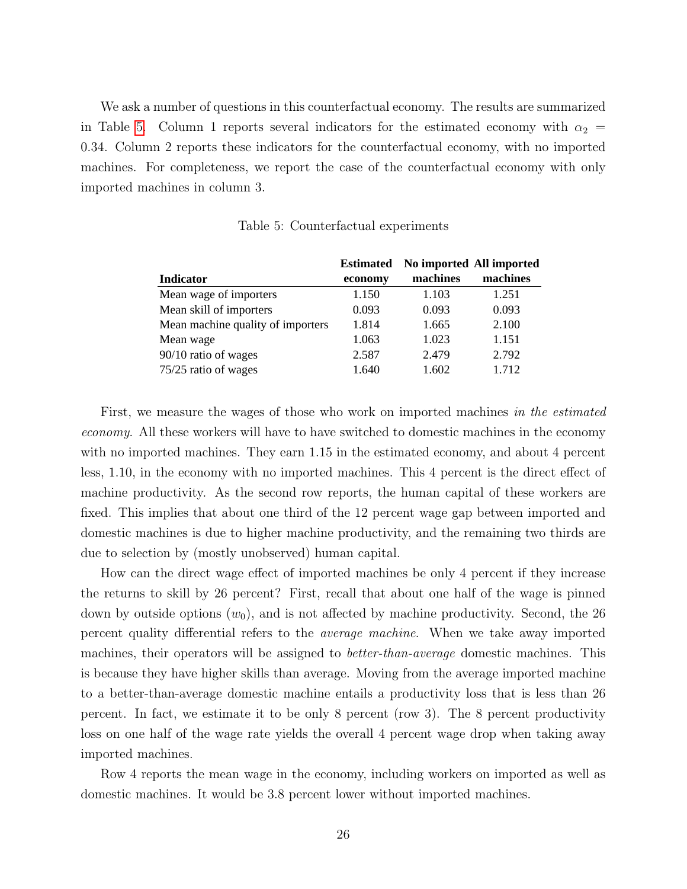We ask a number of questions in this counterfactual economy. The results are summarized in Table 5. Column 1 reports several indicators for the estimated economy with $\alpha_2 = 0.34$. Column 2 reports these indicators for the counterfactual economy, with no imported machines. For completeness, we report the case of the counterfactual economy with only imported machines in column 3.

Table 5: Counterfactual experiments

| Indicator | Estimated economy | No imported machines | All imported machines |
|---|---|---|---|
| Mean wage of importers | 1.150 | 1.103 | 1.251 |
| Mean skill of importers | 0.093 | 0.093 | 0.093 |
| Mean machine quality of importers | 1.814 | 1.665 | 2.100 |
| Mean wage | 1.063 | 1.023 | 1.151 |
| 90/10 ratio of wages | 2.587 | 2.479 | 2.792 |
| 75/25 ratio of wages | 1.640 | 1.602 | 1.712 |

First, we measure the wages of those who work on imported machines *in the estimated economy*. All these workers will have to have switched to domestic machines in the economy with no imported machines. They earn 1.15 in the estimated economy, and about 4 percent less, 1.10, in the economy with no imported machines. This 4 percent is the direct effect of machine productivity. As the second row reports, the human capital of these workers are fixed. This implies that about one third of the 12 percent wage gap between imported and domestic machines is due to higher machine productivity, and the remaining two thirds are due to selection by (mostly unobserved) human capital.

How can the direct wage effect of imported machines be only 4 percent if they increase the returns to skill by 26 percent? First, recall that about one half of the wage is pinned down by outside options ($w_0$), and is not affected by machine productivity. Second, the 26 percent quality differential refers to the *average machine*. When we take away imported machines, their operators will be assigned to *better-than-average* domestic machines. This is because they have higher skills than average. Moving from the average imported machine to a better-than-average domestic machine entails a productivity loss that is less than 26 percent. In fact, we estimate it to be only 8 percent (row 3). The 8 percent productivity loss on one half of the wage rate yields the overall 4 percent wage drop when taking away imported machines.

Row 4 reports the mean wage in the economy, including workers on imported as well as domestic machines. It would be 3.8 percent lower without imported machines.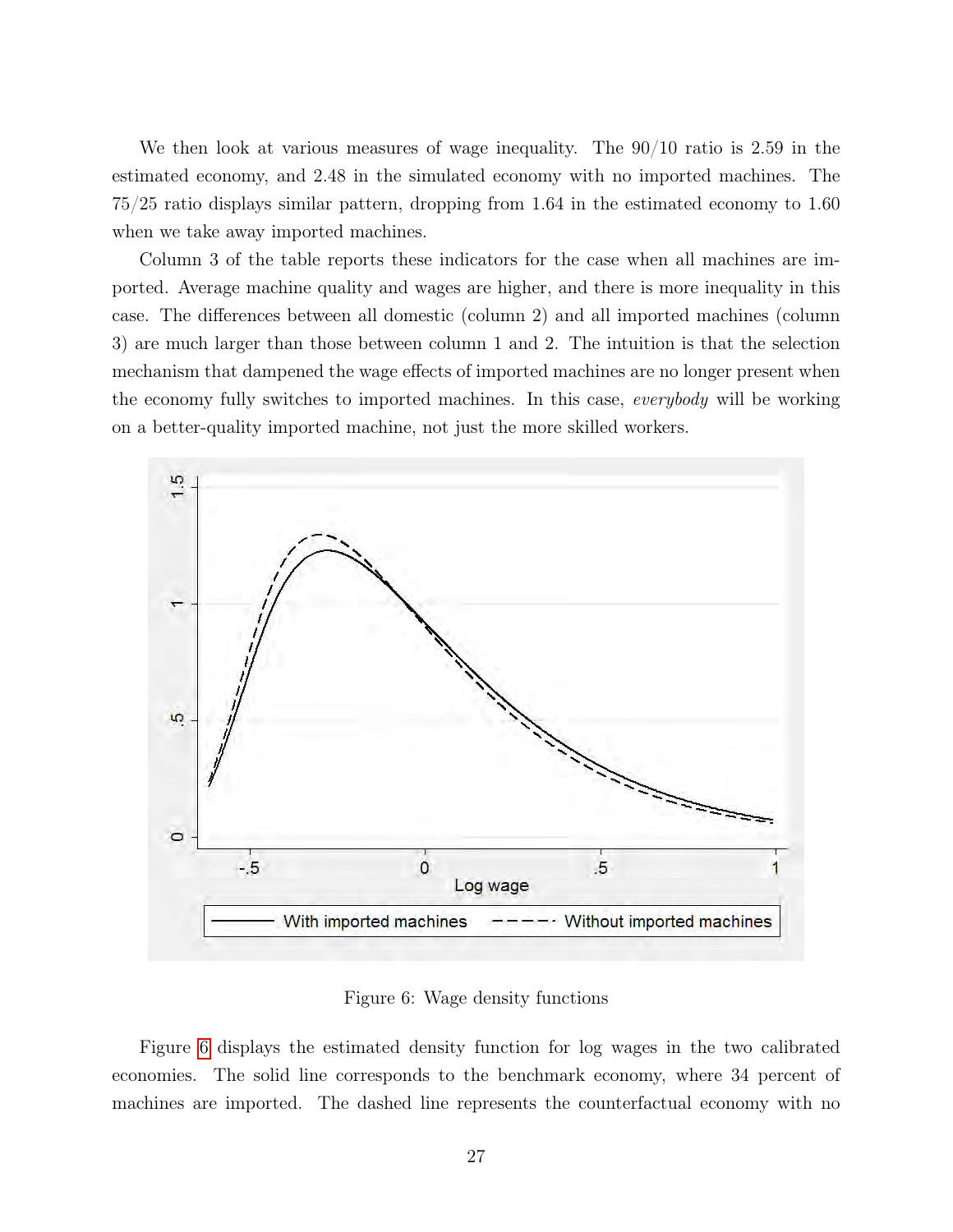We then look at various measures of wage inequality. The 90/10 ratio is 2.59 in the estimated economy, and 2.48 in the simulated economy with no imported machines. The 75/25 ratio displays similar pattern, dropping from 1.64 in the estimated economy to 1.60 when we take away imported machines.

Column 3 of the table reports these indicators for the case when all machines are imported. Average machine quality and wages are higher, and there is more inequality in this case. The differences between all domestic (column 2) and all imported machines (column 3) are much larger than those between column 1 and 2. The intuition is that the selection mechanism that dampened the wage effects of imported machines are no longer present when the economy fully switches to imported machines. In this case, *everybody* will be working on a better-quality imported machine, not just the more skilled workers.

Figure 6: Wage density functions

Figure 6 displays the estimated density function for log wages in the two calibrated economies. The solid line corresponds to the benchmark economy, where 34 percent of machines are imported. The dashed line represents the counterfactual economy with no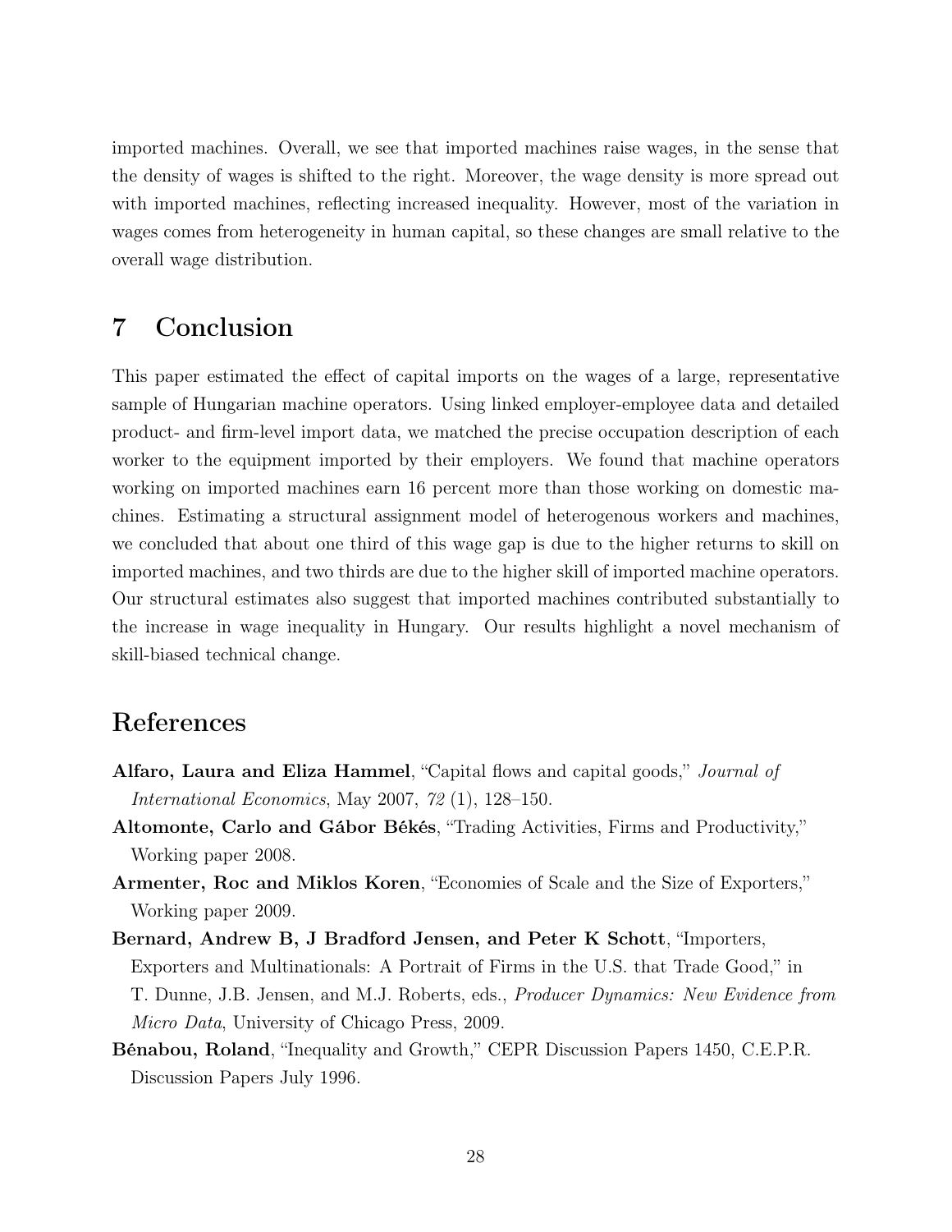imported machines. Overall, we see that imported machines raise wages, in the sense that the density of wages is shifted to the right. Moreover, the wage density is more spread out with imported machines, reflecting increased inequality. However, most of the variation in wages comes from heterogeneity in human capital, so these changes are small relative to the overall wage distribution.

# 7 Conclusion

This paper estimated the effect of capital imports on the wages of a large, representative sample of Hungarian machine operators. Using linked employer-employee data and detailed product- and firm-level import data, we matched the precise occupation description of each worker to the equipment imported by their employers. We found that machine operators working on imported machines earn 16 percent more than those working on domestic machines. Estimating a structural assignment model of heterogenous workers and machines, we concluded that about one third of this wage gap is due to the higher returns to skill on imported machines, and two thirds are due to the higher skill of imported machine operators. Our structural estimates also suggest that imported machines contributed substantially to the increase in wage inequality in Hungary. Our results highlight a novel mechanism of skill-biased technical change.

# References

**Alfaro, Laura and Eliza Hammel**, "Capital flows and capital goods," *Journal of International Economics*, May 2007, *72* (1), 128–150.

**Altomonte, Carlo and Gábor Békés**, "Trading Activities, Firms and Productivity," Working paper 2008.

**Armenter, Roc and Miklos Koren**, "Economies of Scale and the Size of Exporters," Working paper 2009.

**Bernard, Andrew B, J Bradford Jensen, and Peter K Schott**, "Importers, Exporters and Multinationals: A Portrait of Firms in the U.S. that Trade Good," in T. Dunne, J.B. Jensen, and M.J. Roberts, eds., *Producer Dynamics: New Evidence from Micro Data*, University of Chicago Press, 2009.

**Bénabou, Roland**, "Inequality and Growth," CEPR Discussion Papers 1450, C.E.P.R. Discussion Papers July 1996.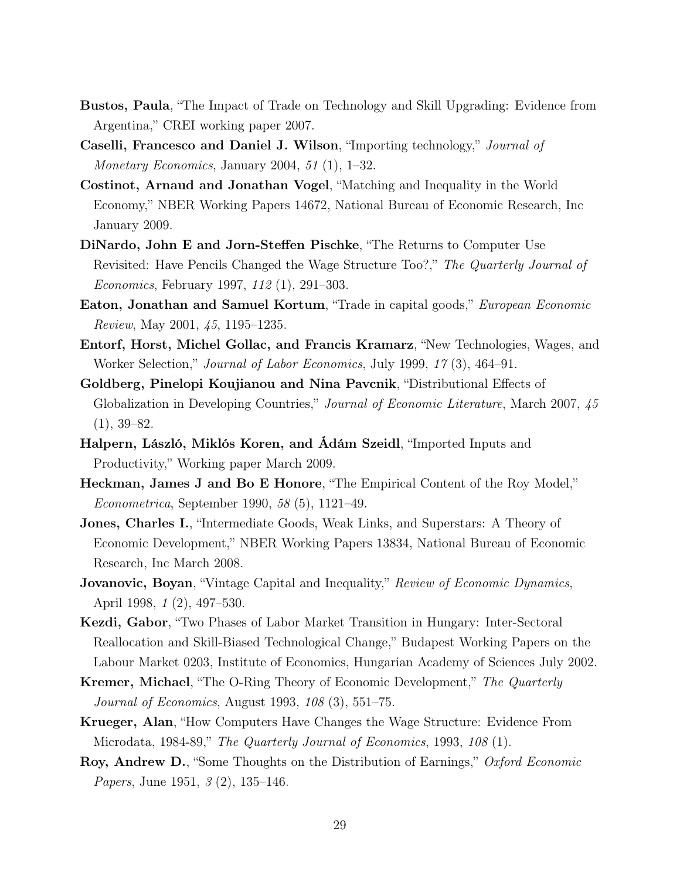**Bustos, Paula**, "The Impact of Trade on Technology and Skill Upgrading: Evidence from Argentina," CREI working paper 2007.

**Caselli, Francesco and Daniel J. Wilson**, "Importing technology," *Journal of Monetary Economics*, January 2004, *51* (1), 1–32.

**Costinot, Arnaud and Jonathan Vogel**, "Matching and Inequality in the World Economy," NBER Working Papers 14672, National Bureau of Economic Research, Inc January 2009.

**DiNardo, John E and Jorn-Steffen Pischke**, "The Returns to Computer Use Revisited: Have Pencils Changed the Wage Structure Too?," *The Quarterly Journal of Economics*, February 1997, *112* (1), 291–303.

**Eaton, Jonathan and Samuel Kortum**, "Trade in capital goods," *European Economic Review*, May 2001, *45*, 1195–1235.

**Entorf, Horst, Michel Gollac, and Francis Kramarz**, "New Technologies, Wages, and Worker Selection," *Journal of Labor Economics*, July 1999, *17* (3), 464–91.

**Goldberg, Pinelopi Koujianou and Nina Pavcnik**, "Distributional Effects of Globalization in Developing Countries," *Journal of Economic Literature*, March 2007, *45* (1), 39–82.

**Halpern, László, Miklós Koren, and Ádám Szeidl**, "Imported Inputs and Productivity," Working paper March 2009.

**Heckman, James J and Bo E Honore**, "The Empirical Content of the Roy Model," *Econometrica*, September 1990, *58* (5), 1121–49.

**Jones, Charles I.**, "Intermediate Goods, Weak Links, and Superstars: A Theory of Economic Development," NBER Working Papers 13834, National Bureau of Economic Research, Inc March 2008.

**Jovanovic, Boyan**, "Vintage Capital and Inequality," *Review of Economic Dynamics*, April 1998, *1* (2), 497–530.

**Kezdi, Gabor**, "Two Phases of Labor Market Transition in Hungary: Inter-Sectoral Reallocation and Skill-Biased Technological Change," Budapest Working Papers on the Labour Market 0203, Institute of Economics, Hungarian Academy of Sciences July 2002.

**Kremer, Michael**, "The O-Ring Theory of Economic Development," *The Quarterly Journal of Economics*, August 1993, *108* (3), 551–75.

**Krueger, Alan**, "How Computers Have Changes the Wage Structure: Evidence From Microdata, 1984-89," *The Quarterly Journal of Economics*, 1993, *108* (1).

**Roy, Andrew D.**, "Some Thoughts on the Distribution of Earnings," *Oxford Economic Papers*, June 1951, *3* (2), 135–146.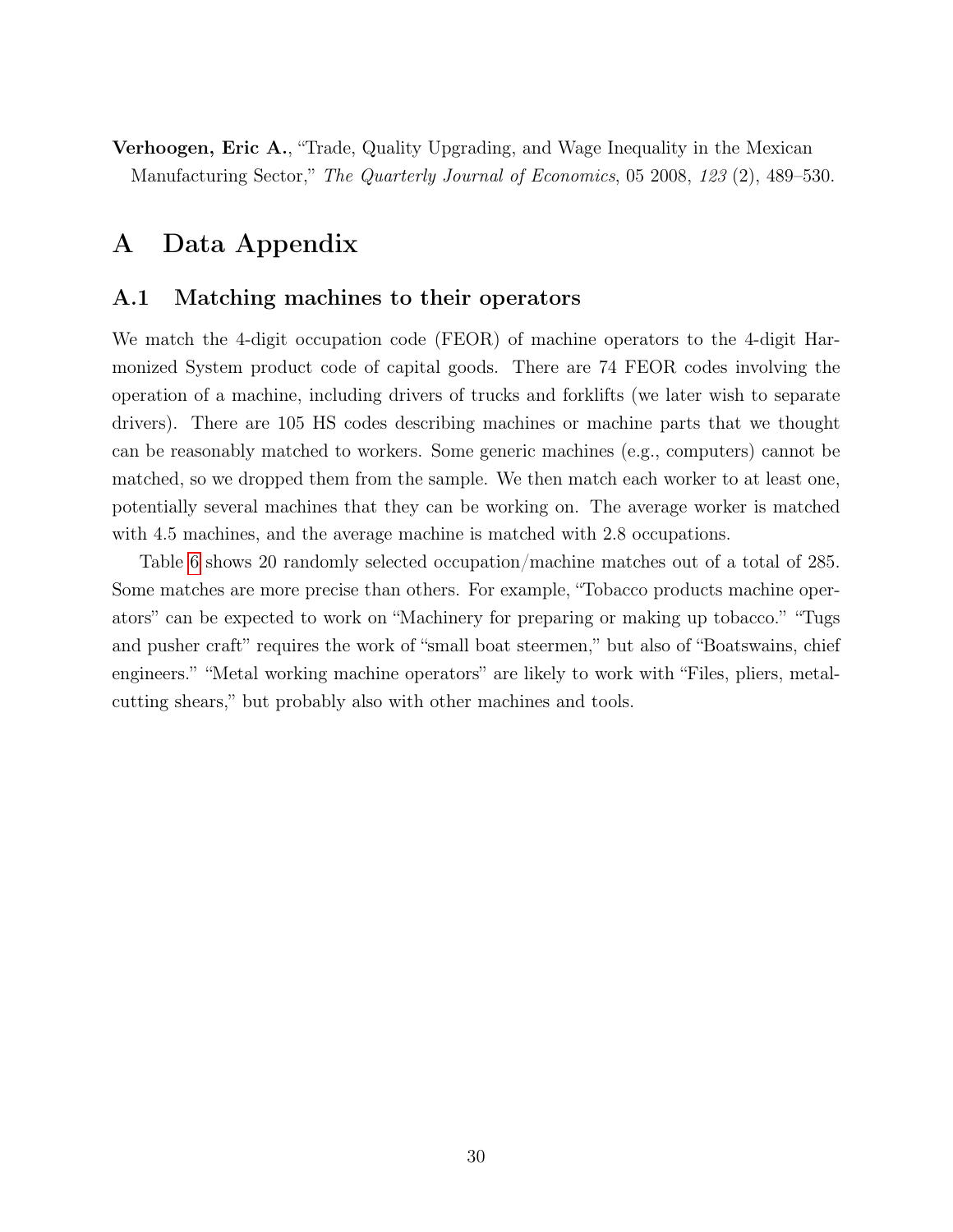**Verhoogen, Eric A.**, "Trade, Quality Upgrading, and Wage Inequality in the Mexican Manufacturing Sector," *The Quarterly Journal of Economics*, 05 2008, *123* (2), 489–530.

# A Data Appendix

## A.1 Matching machines to their operators

We match the 4-digit occupation code (FEOR) of machine operators to the 4-digit Harmonized System product code of capital goods. There are 74 FEOR codes involving the operation of a machine, including drivers of trucks and forklifts (we later wish to separate drivers). There are 105 HS codes describing machines or machine parts that we thought can be reasonably matched to workers. Some generic machines (e.g., computers) cannot be matched, so we dropped them from the sample. We then match each worker to at least one, potentially several machines that they can be working on. The average worker is matched with 4.5 machines, and the average machine is matched with 2.8 occupations.

Table 6 shows 20 randomly selected occupation/machine matches out of a total of 285. Some matches are more precise than others. For example, "Tobacco products machine operators" can be expected to work on "Machinery for preparing or making up tobacco." "Tugs and pusher craft" requires the work of "small boat steermen," but also of "Boatswains, chief engineers." "Metal working machine operators" are likely to work with "Files, pliers, metal-cutting shears," but probably also with other machines and tools.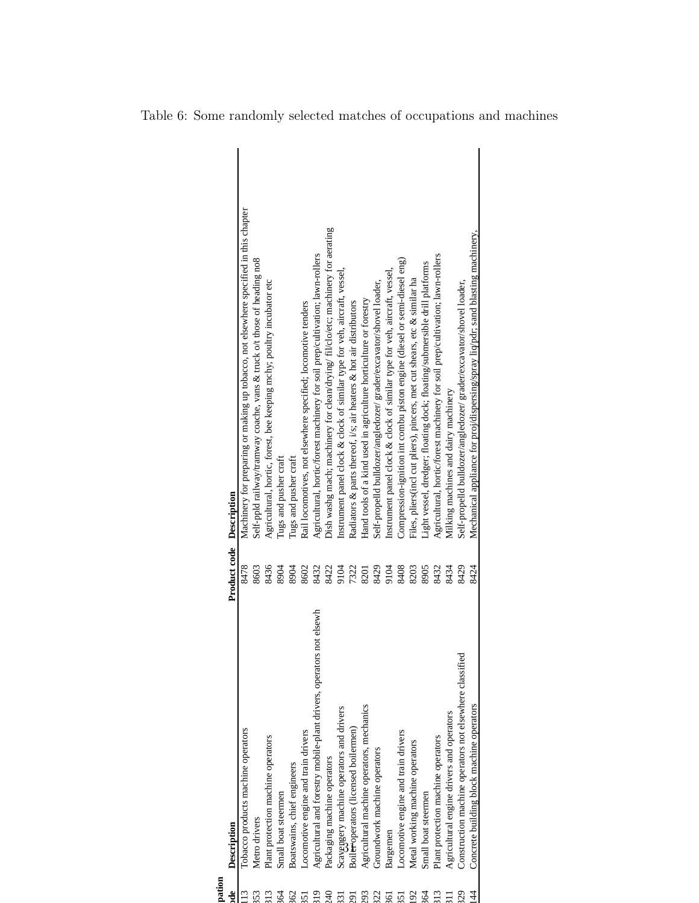Table 6: Some randomly selected matches of occupations and machines

| Occupation code | Description | Product code | Description |
|---|---|---|---|
| 113 | Tobacco products machine operators | 8478 | Machinery for preparing or making up tobacco, not elsewhere specified in this chapter |
| 353 | Metro drivers | 8603 | Self-ppld railway/tramway coache, vans & truck o/t those of heading no8 |
| 313 | Plant protection machine operators | 8436 | Agricultural, hortic, forest, bee keeping mchy; poultry incubator etc |
| 364 | Small boat steermen | 8904 | Tugs and pusher craft |
| 362 | Boatswains, chief engineers | 8904 | Tugs and pusher craft |
| 351 | Locomotive engine and train drivers | 8602 | Rail locomotives, not elsewhere specified; locomotive tenders |
| 319 | Agricultural and forestry mobile-plant drivers, operators not elsewh | 8432 | Agricultural, hortic/forest machinery for soil prep/cultivation; lawn-rollers |
| 240 | Packaging machine operators | 8422 | Dish washg mach; machinery for clean/drying/ fil/clo/etc; machinery for aerating |
| 331 | Scavengery machine operators and drivers | 9104 | Instrument panel clock & clock of similar type for veh, aircraft, vessel, |
| 291 | Boiler operators (licensed boilermen) | 7322 | Radiators & parts thereof, i/s; air heaters & hot air distributors |
| 293 | Agricultural machine operators, mechanics | 8201 | Hand tools of a kind used in agriculture horticulture or forestry |
| 322 | Groundwork machine operators | 8429 | Self-propelld bulldozer/angledozer/ grader/excavator/shovel loader, |
| 361 | Bargemen | 9104 | Instrument panel clock & clock of similar type for veh, aircraft, vessel, |
| 351 | Locomotive engine and train drivers | 8408 | Compression-ignition int combu piston engine (diesel or semi-diesel eng) |
| 192 | Metal working machine operators | 8203 | Files, pliers(incl cut pliers), pincers, met cut shears, etc & similar ha |
| 364 | Small boat steermen | 8905 | Light vessel, dredger; floating dock; floating/submersible drill platforms |
| 313 | Plant protection machine operators | 8432 | Agricultural, hortic/forest machinery for soil prep/cultivation; lawn-rollers |
| 311 | Agricultural engine drivers and operators | 8434 | Milking machines and dairy machinery |
| 329 | Construction machine operators not elsewhere classified | 8429 | Self-propelld bulldozer/angledozer/ grader/excavator/shovel loader, |
| 144 | Concrete building block machine operators | 8424 | Mechanical appliance for proj/dispersing/spray liq/pdr; sand blasting machinery, |